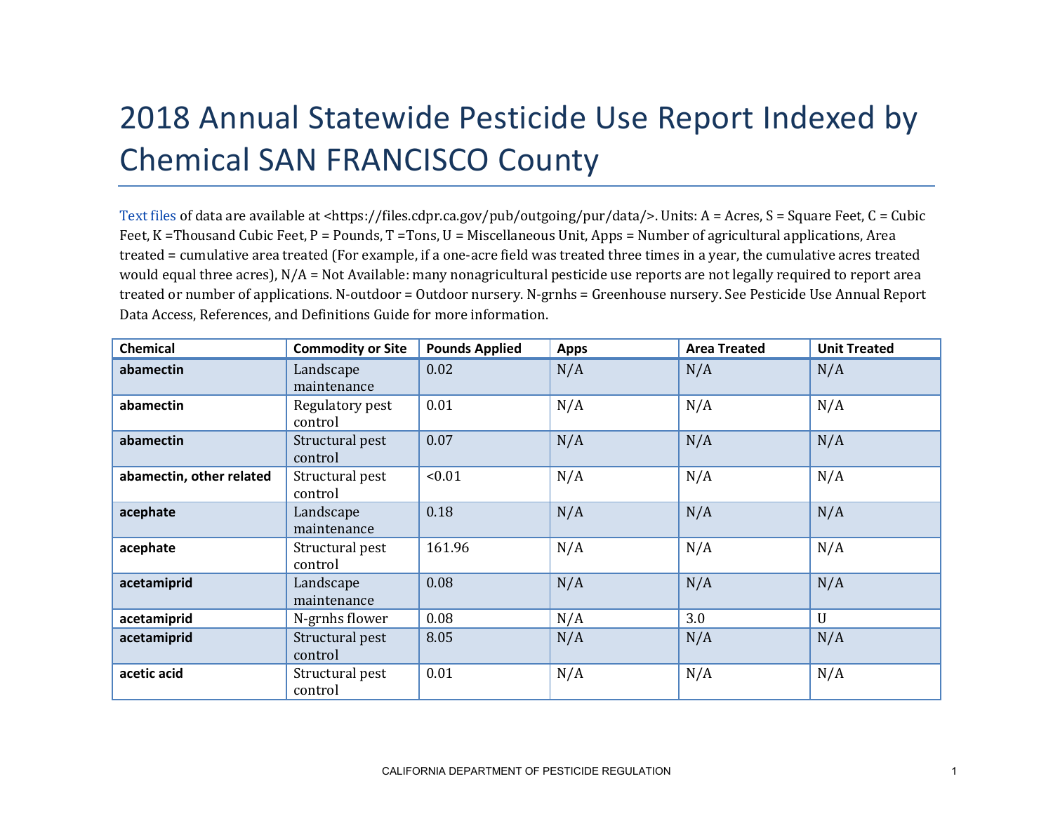# 2018 Annual Statewide Pesticide Use Report Indexed by Chemical SAN FRANCISCO County

Text files of data are available at <https://files.cdpr.ca.gov/pub/outgoing/pur/data/>. Units: A = Acres, S = Square Feet, C = Cubic Feet, K =Thousand Cubic Feet, P = Pounds, T =Tons, U = Miscellaneous Unit, Apps = Number of agricultural applications, Area treated = cumulative area treated (For example, if a one-acre field was treated three times in a year, the cumulative acres treated would equal three acres), N/A = Not Available: many nonagricultural pesticide use reports are not legally required to report area treated or number of applications. N-outdoor = Outdoor nursery. N-grnhs = Greenhouse nursery. See Pesticide Use Annual Report Data Access, References, and Definitions Guide for more information.

| Chemical | Commodity or Site | Pounds Applied | Apps | Area Treated | Unit Treated |
|---|---|---|---|---|---|
| **abamectin** | Landscape maintenance | 0.02 | N/A | N/A | N/A |
| **abamectin** | Regulatory pest control | 0.01 | N/A | N/A | N/A |
| **abamectin** | Structural pest control | 0.07 | N/A | N/A | N/A |
| **abamectin, other related** | Structural pest control | <0.01 | N/A | N/A | N/A |
| **acephate** | Landscape maintenance | 0.18 | N/A | N/A | N/A |
| **acephate** | Structural pest control | 161.96 | N/A | N/A | N/A |
| **acetamiprid** | Landscape maintenance | 0.08 | N/A | N/A | N/A |
| **acetamiprid** | N-grnhs flower | 0.08 | N/A | 3.0 | U |
| **acetamiprid** | Structural pest control | 8.05 | N/A | N/A | N/A |
| **acetic acid** | Structural pest control | 0.01 | N/A | N/A | N/A |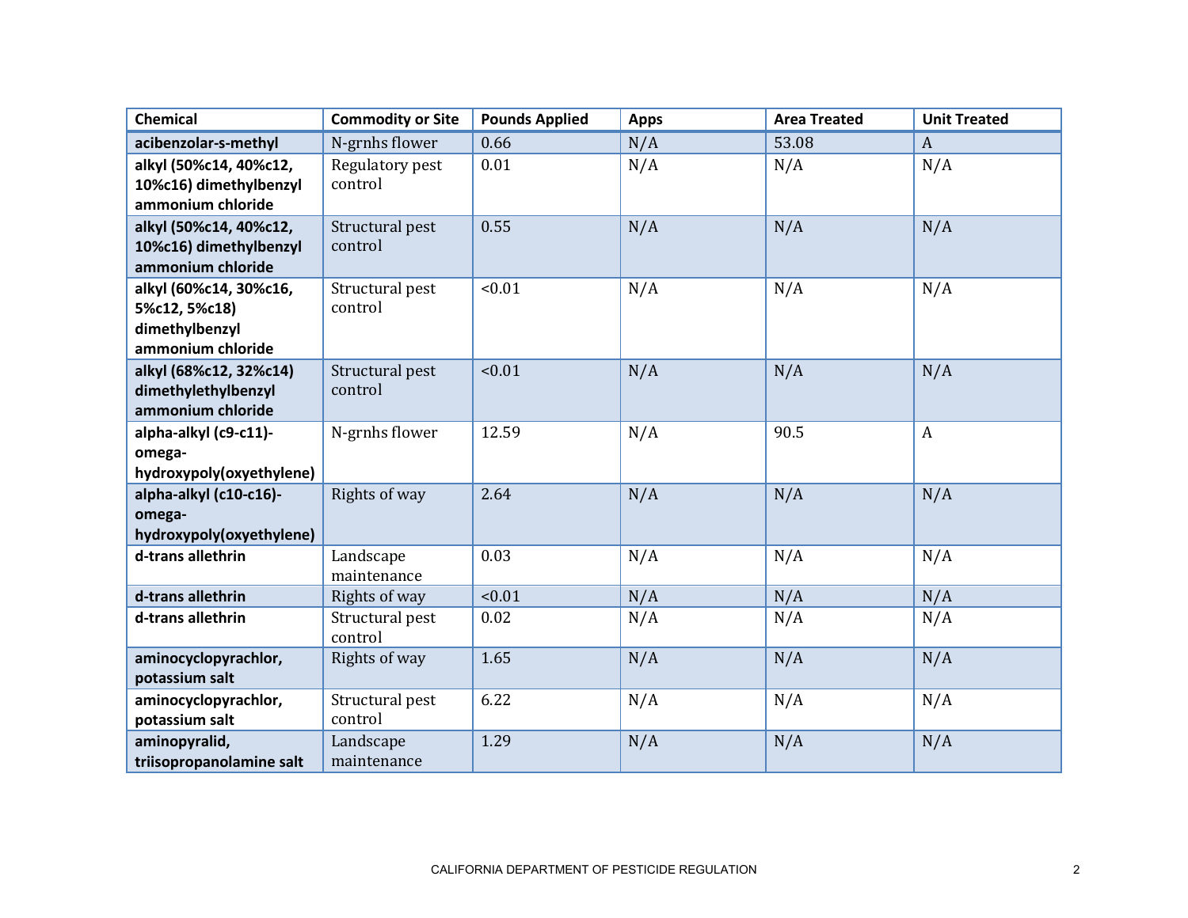| Chemical | Commodity or Site | Pounds Applied | Apps | Area Treated | Unit Treated |
|---|---|---|---|---|---|
| **acibenzolar-s-methyl** | N-grnhs flower | 0.66 | N/A | 53.08 | A |
| **alkyl (50%c14, 40%c12, 10%c16) dimethylbenzyl ammonium chloride** | Regulatory pest control | 0.01 | N/A | N/A | N/A |
| **alkyl (50%c14, 40%c12, 10%c16) dimethylbenzyl ammonium chloride** | Structural pest control | 0.55 | N/A | N/A | N/A |
| **alkyl (60%c14, 30%c16, 5%c12, 5%c18) dimethylbenzyl ammonium chloride** | Structural pest control | <0.01 | N/A | N/A | N/A |
| **alkyl (68%c12, 32%c14) dimethylethylbenzyl ammonium chloride** | Structural pest control | <0.01 | N/A | N/A | N/A |
| **alpha-alkyl (c9-c11)-omega-hydroxypoly(oxyethylene)** | N-grnhs flower | 12.59 | N/A | 90.5 | A |
| **alpha-alkyl (c10-c16)-omega-hydroxypoly(oxyethylene)** | Rights of way | 2.64 | N/A | N/A | N/A |
| **d-trans allethrin** | Landscape maintenance | 0.03 | N/A | N/A | N/A |
| **d-trans allethrin** | Rights of way | <0.01 | N/A | N/A | N/A |
| **d-trans allethrin** | Structural pest control | 0.02 | N/A | N/A | N/A |
| **aminocyclopyrachlor, potassium salt** | Rights of way | 1.65 | N/A | N/A | N/A |
| **aminocyclopyrachlor, potassium salt** | Structural pest control | 6.22 | N/A | N/A | N/A |
| **aminopyralid, triisopropanolamine salt** | Landscape maintenance | 1.29 | N/A | N/A | N/A |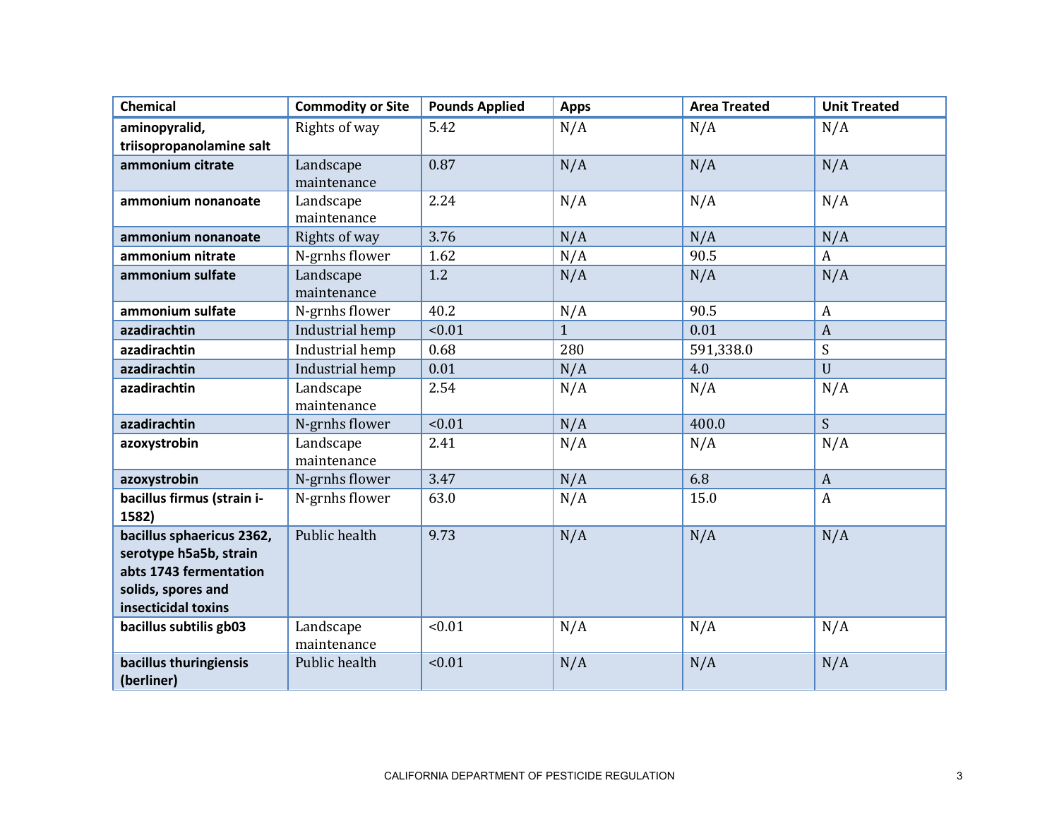| Chemical | Commodity or Site | Pounds Applied | Apps | Area Treated | Unit Treated |
|---|---|---|---|---|---|
| **aminopyralid, triisopropanolamine salt** | Rights of way | 5.42 | N/A | N/A | N/A |
| **ammonium citrate** | Landscape maintenance | 0.87 | N/A | N/A | N/A |
| **ammonium nonanoate** | Landscape maintenance | 2.24 | N/A | N/A | N/A |
| **ammonium nonanoate** | Rights of way | 3.76 | N/A | N/A | N/A |
| **ammonium nitrate** | N-grnhs flower | 1.62 | N/A | 90.5 | A |
| **ammonium sulfate** | Landscape maintenance | 1.2 | N/A | N/A | N/A |
| **ammonium sulfate** | N-grnhs flower | 40.2 | N/A | 90.5 | A |
| **azadirachtin** | Industrial hemp | <0.01 | 1 | 0.01 | A |
| **azadirachtin** | Industrial hemp | 0.68 | 280 | 591,338.0 | S |
| **azadirachtin** | Industrial hemp | 0.01 | N/A | 4.0 | U |
| **azadirachtin** | Landscape maintenance | 2.54 | N/A | N/A | N/A |
| **azadirachtin** | N-grnhs flower | <0.01 | N/A | 400.0 | S |
| **azoxystrobin** | Landscape maintenance | 2.41 | N/A | N/A | N/A |
| **azoxystrobin** | N-grnhs flower | 3.47 | N/A | 6.8 | A |
| **bacillus firmus (strain i-1582)** | N-grnhs flower | 63.0 | N/A | 15.0 | A |
| **bacillus sphaericus 2362, serotype h5a5b, strain abts 1743 fermentation solids, spores and insecticidal toxins** | Public health | 9.73 | N/A | N/A | N/A |
| **bacillus subtilis gb03** | Landscape maintenance | <0.01 | N/A | N/A | N/A |
| **bacillus thuringiensis (berliner)** | Public health | <0.01 | N/A | N/A | N/A |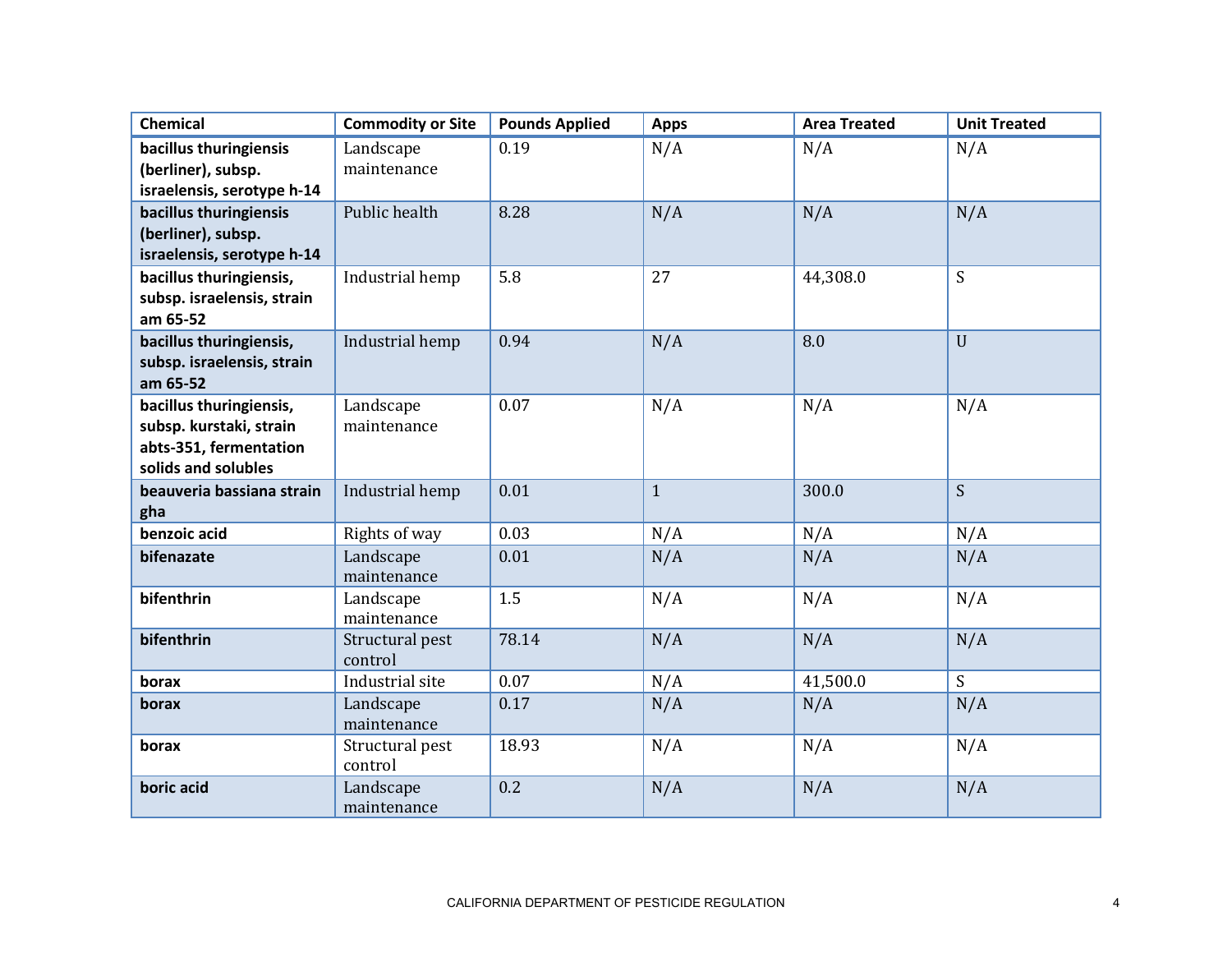| Chemical | Commodity or Site | Pounds Applied | Apps | Area Treated | Unit Treated |
|---|---|---|---|---|---|
| **bacillus thuringiensis (berliner), subsp. israelensis, serotype h-14** | Landscape maintenance | 0.19 | N/A | N/A | N/A |
| **bacillus thuringiensis (berliner), subsp. israelensis, serotype h-14** | Public health | 8.28 | N/A | N/A | N/A |
| **bacillus thuringiensis, subsp. israelensis, strain am 65-52** | Industrial hemp | 5.8 | 27 | 44,308.0 | S |
| **bacillus thuringiensis, subsp. israelensis, strain am 65-52** | Industrial hemp | 0.94 | N/A | 8.0 | U |
| **bacillus thuringiensis, subsp. kurstaki, strain abts-351, fermentation solids and solubles** | Landscape maintenance | 0.07 | N/A | N/A | N/A |
| **beauveria bassiana strain gha** | Industrial hemp | 0.01 | 1 | 300.0 | S |
| **benzoic acid** | Rights of way | 0.03 | N/A | N/A | N/A |
| **bifenazate** | Landscape maintenance | 0.01 | N/A | N/A | N/A |
| **bifenthrin** | Landscape maintenance | 1.5 | N/A | N/A | N/A |
| **bifenthrin** | Structural pest control | 78.14 | N/A | N/A | N/A |
| **borax** | Industrial site | 0.07 | N/A | 41,500.0 | S |
| **borax** | Landscape maintenance | 0.17 | N/A | N/A | N/A |
| **borax** | Structural pest control | 18.93 | N/A | N/A | N/A |
| **boric acid** | Landscape maintenance | 0.2 | N/A | N/A | N/A |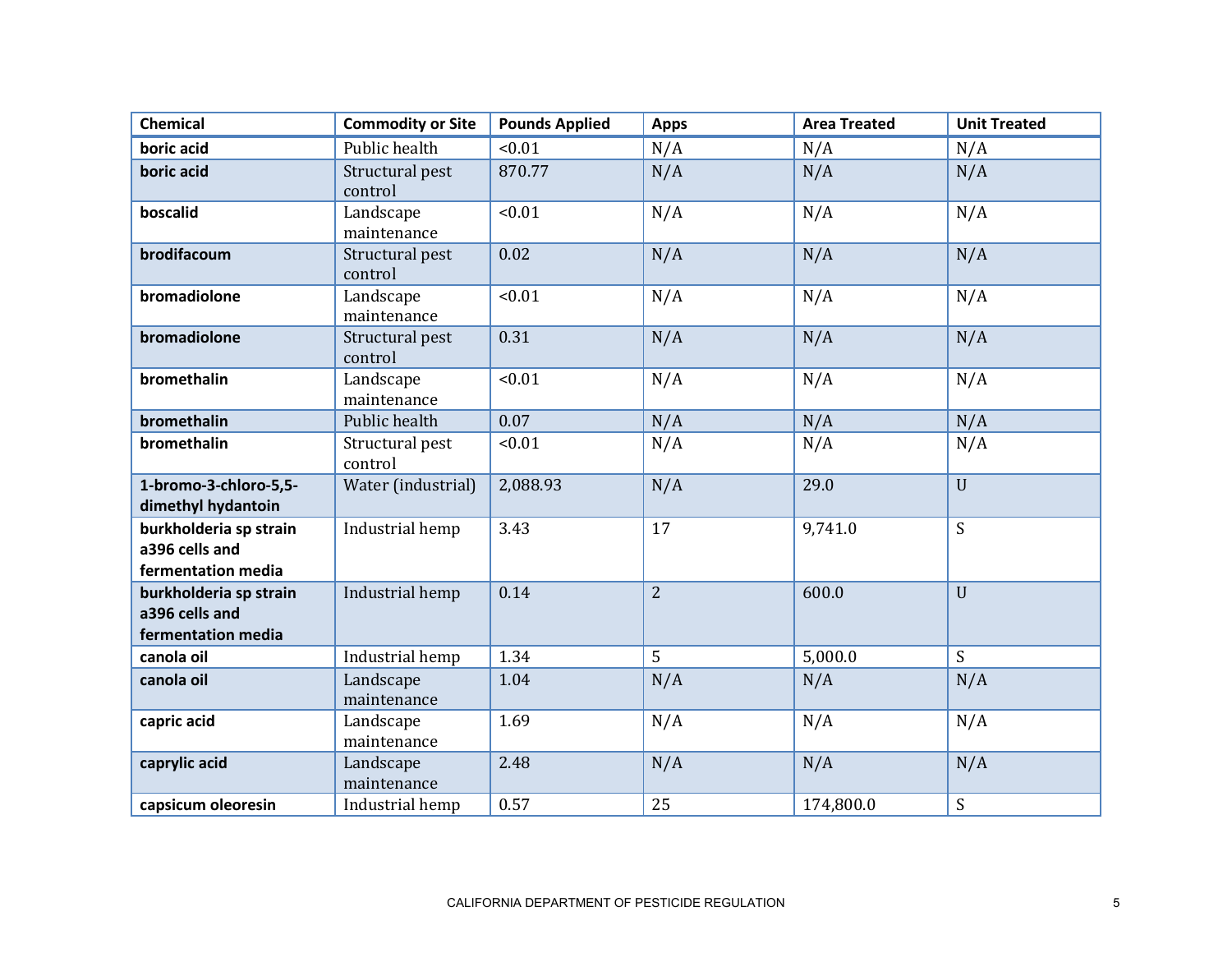| Chemical | Commodity or Site | Pounds Applied | Apps | Area Treated | Unit Treated |
|---|---|---|---|---|---|
| **boric acid** | Public health | <0.01 | N/A | N/A | N/A |
| **boric acid** | Structural pest control | 870.77 | N/A | N/A | N/A |
| **boscalid** | Landscape maintenance | <0.01 | N/A | N/A | N/A |
| **brodifacoum** | Structural pest control | 0.02 | N/A | N/A | N/A |
| **bromadiolone** | Landscape maintenance | <0.01 | N/A | N/A | N/A |
| **bromadiolone** | Structural pest control | 0.31 | N/A | N/A | N/A |
| **bromethalin** | Landscape maintenance | <0.01 | N/A | N/A | N/A |
| **bromethalin** | Public health | 0.07 | N/A | N/A | N/A |
| **bromethalin** | Structural pest control | <0.01 | N/A | N/A | N/A |
| **1-bromo-3-chloro-5,5-dimethyl hydantoin** | Water (industrial) | 2,088.93 | N/A | 29.0 | U |
| **burkholderia sp strain a396 cells and fermentation media** | Industrial hemp | 3.43 | 17 | 9,741.0 | S |
| **burkholderia sp strain a396 cells and fermentation media** | Industrial hemp | 0.14 | 2 | 600.0 | U |
| **canola oil** | Industrial hemp | 1.34 | 5 | 5,000.0 | S |
| **canola oil** | Landscape maintenance | 1.04 | N/A | N/A | N/A |
| **capric acid** | Landscape maintenance | 1.69 | N/A | N/A | N/A |
| **caprylic acid** | Landscape maintenance | 2.48 | N/A | N/A | N/A |
| **capsicum oleoresin** | Industrial hemp | 0.57 | 25 | 174,800.0 | S |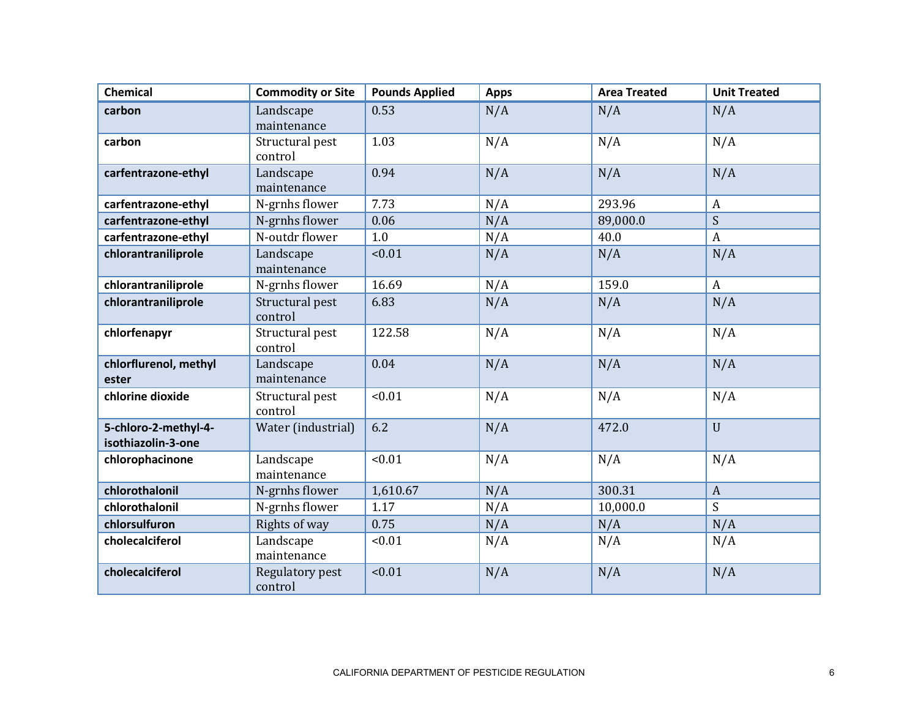| Chemical | Commodity or Site | Pounds Applied | Apps | Area Treated | Unit Treated |
|---|---|---|---|---|---|
| **carbon** | Landscape maintenance | 0.53 | N/A | N/A | N/A |
| **carbon** | Structural pest control | 1.03 | N/A | N/A | N/A |
| **carfentrazone-ethyl** | Landscape maintenance | 0.94 | N/A | N/A | N/A |
| **carfentrazone-ethyl** | N-grnhs flower | 7.73 | N/A | 293.96 | A |
| **carfentrazone-ethyl** | N-grnhs flower | 0.06 | N/A | 89,000.0 | S |
| **carfentrazone-ethyl** | N-outdr flower | 1.0 | N/A | 40.0 | A |
| **chlorantraniliprole** | Landscape maintenance | <0.01 | N/A | N/A | N/A |
| **chlorantraniliprole** | N-grnhs flower | 16.69 | N/A | 159.0 | A |
| **chlorantraniliprole** | Structural pest control | 6.83 | N/A | N/A | N/A |
| **chlorfenapyr** | Structural pest control | 122.58 | N/A | N/A | N/A |
| **chlorflurenol, methyl ester** | Landscape maintenance | 0.04 | N/A | N/A | N/A |
| **chlorine dioxide** | Structural pest control | <0.01 | N/A | N/A | N/A |
| **5-chloro-2-methyl-4-isothiazolin-3-one** | Water (industrial) | 6.2 | N/A | 472.0 | U |
| **chlorophacinone** | Landscape maintenance | <0.01 | N/A | N/A | N/A |
| **chlorothalonil** | N-grnhs flower | 1,610.67 | N/A | 300.31 | A |
| **chlorothalonil** | N-grnhs flower | 1.17 | N/A | 10,000.0 | S |
| **chlorsulfuron** | Rights of way | 0.75 | N/A | N/A | N/A |
| **cholecalciferol** | Landscape maintenance | <0.01 | N/A | N/A | N/A |
| **cholecalciferol** | Regulatory pest control | <0.01 | N/A | N/A | N/A |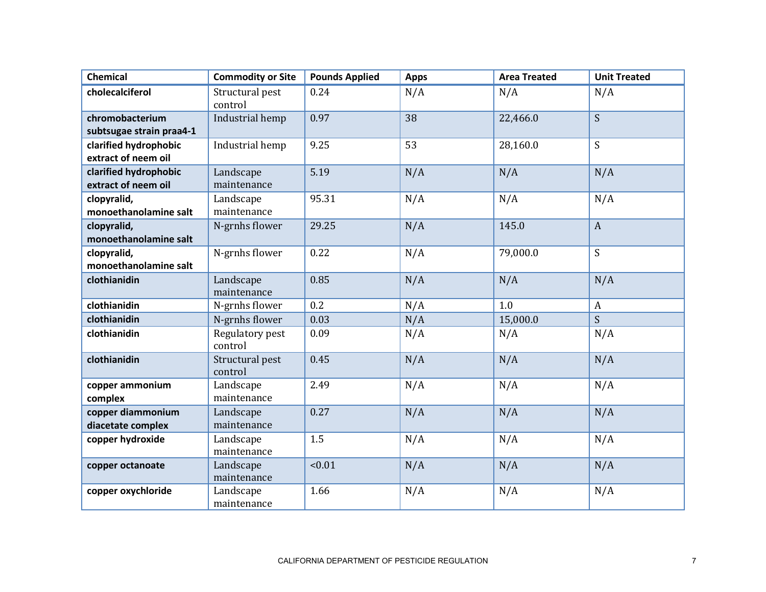| Chemical | Commodity or Site | Pounds Applied | Apps | Area Treated | Unit Treated |
|---|---|---|---|---|---|
| **cholecalciferol** | Structural pest control | 0.24 | N/A | N/A | N/A |
| **chromobacterium subtsugae strain praa4-1** | Industrial hemp | 0.97 | 38 | 22,466.0 | S |
| **clarified hydrophobic extract of neem oil** | Industrial hemp | 9.25 | 53 | 28,160.0 | S |
| **clarified hydrophobic extract of neem oil** | Landscape maintenance | 5.19 | N/A | N/A | N/A |
| **clopyralid, monoethanolamine salt** | Landscape maintenance | 95.31 | N/A | N/A | N/A |
| **clopyralid, monoethanolamine salt** | N-grnhs flower | 29.25 | N/A | 145.0 | A |
| **clopyralid, monoethanolamine salt** | N-grnhs flower | 0.22 | N/A | 79,000.0 | S |
| **clothianidin** | Landscape maintenance | 0.85 | N/A | N/A | N/A |
| **clothianidin** | N-grnhs flower | 0.2 | N/A | 1.0 | A |
| **clothianidin** | N-grnhs flower | 0.03 | N/A | 15,000.0 | S |
| **clothianidin** | Regulatory pest control | 0.09 | N/A | N/A | N/A |
| **clothianidin** | Structural pest control | 0.45 | N/A | N/A | N/A |
| **copper ammonium complex** | Landscape maintenance | 2.49 | N/A | N/A | N/A |
| **copper diammonium diacetate complex** | Landscape maintenance | 0.27 | N/A | N/A | N/A |
| **copper hydroxide** | Landscape maintenance | 1.5 | N/A | N/A | N/A |
| **copper octanoate** | Landscape maintenance | <0.01 | N/A | N/A | N/A |
| **copper oxychloride** | Landscape maintenance | 1.66 | N/A | N/A | N/A |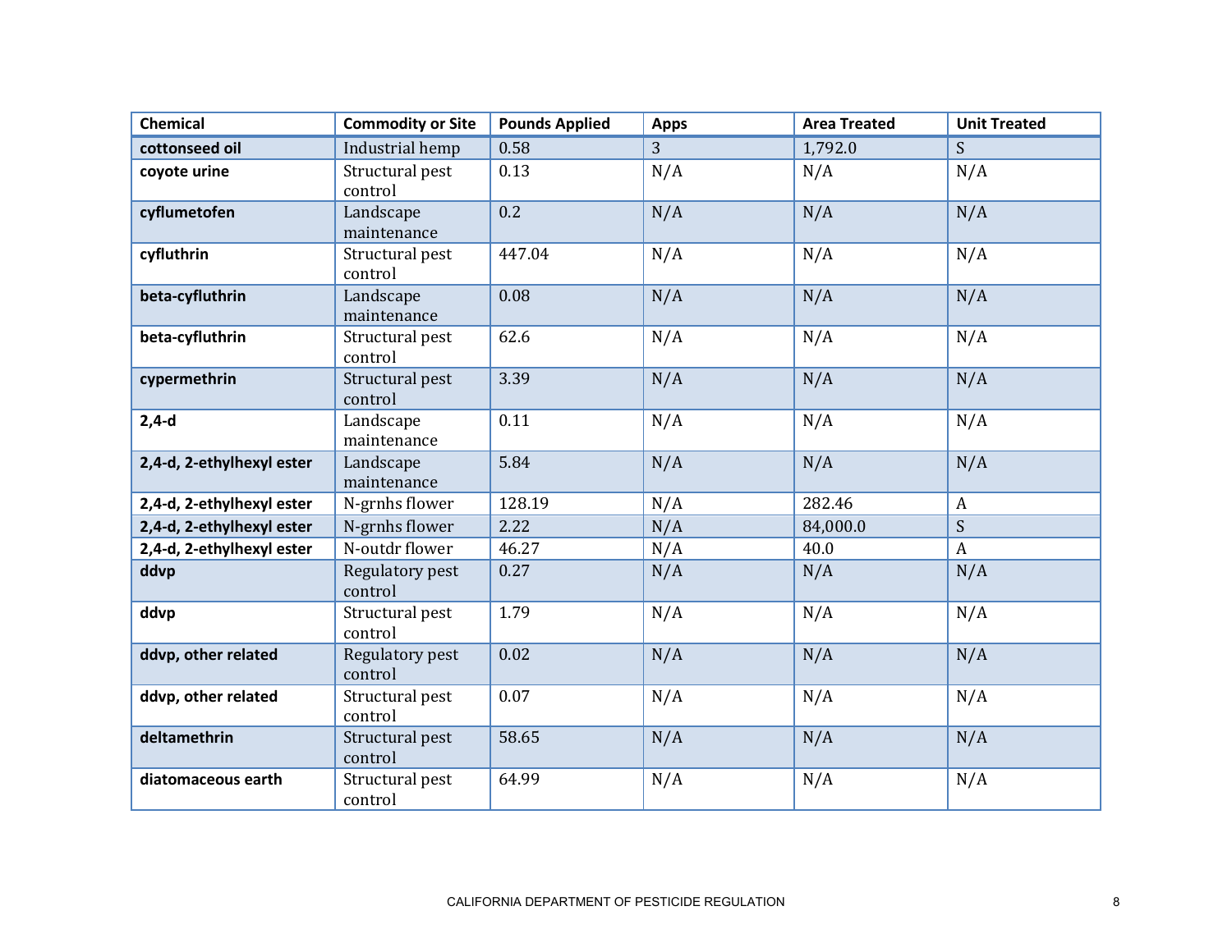| Chemical | Commodity or Site | Pounds Applied | Apps | Area Treated | Unit Treated |
|---|---|---|---|---|---|
| **cottonseed oil** | Industrial hemp | 0.58 | 3 | 1,792.0 | S |
| **coyote urine** | Structural pest control | 0.13 | N/A | N/A | N/A |
| **cyflumetofen** | Landscape maintenance | 0.2 | N/A | N/A | N/A |
| **cyfluthrin** | Structural pest control | 447.04 | N/A | N/A | N/A |
| **beta-cyfluthrin** | Landscape maintenance | 0.08 | N/A | N/A | N/A |
| **beta-cyfluthrin** | Structural pest control | 62.6 | N/A | N/A | N/A |
| **cypermethrin** | Structural pest control | 3.39 | N/A | N/A | N/A |
| **2,4-d** | Landscape maintenance | 0.11 | N/A | N/A | N/A |
| **2,4-d, 2-ethylhexyl ester** | Landscape maintenance | 5.84 | N/A | N/A | N/A |
| **2,4-d, 2-ethylhexyl ester** | N-grnhs flower | 128.19 | N/A | 282.46 | A |
| **2,4-d, 2-ethylhexyl ester** | N-grnhs flower | 2.22 | N/A | 84,000.0 | S |
| **2,4-d, 2-ethylhexyl ester** | N-outdr flower | 46.27 | N/A | 40.0 | A |
| **ddvp** | Regulatory pest control | 0.27 | N/A | N/A | N/A |
| **ddvp** | Structural pest control | 1.79 | N/A | N/A | N/A |
| **ddvp, other related** | Regulatory pest control | 0.02 | N/A | N/A | N/A |
| **ddvp, other related** | Structural pest control | 0.07 | N/A | N/A | N/A |
| **deltamethrin** | Structural pest control | 58.65 | N/A | N/A | N/A |
| **diatomaceous earth** | Structural pest control | 64.99 | N/A | N/A | N/A |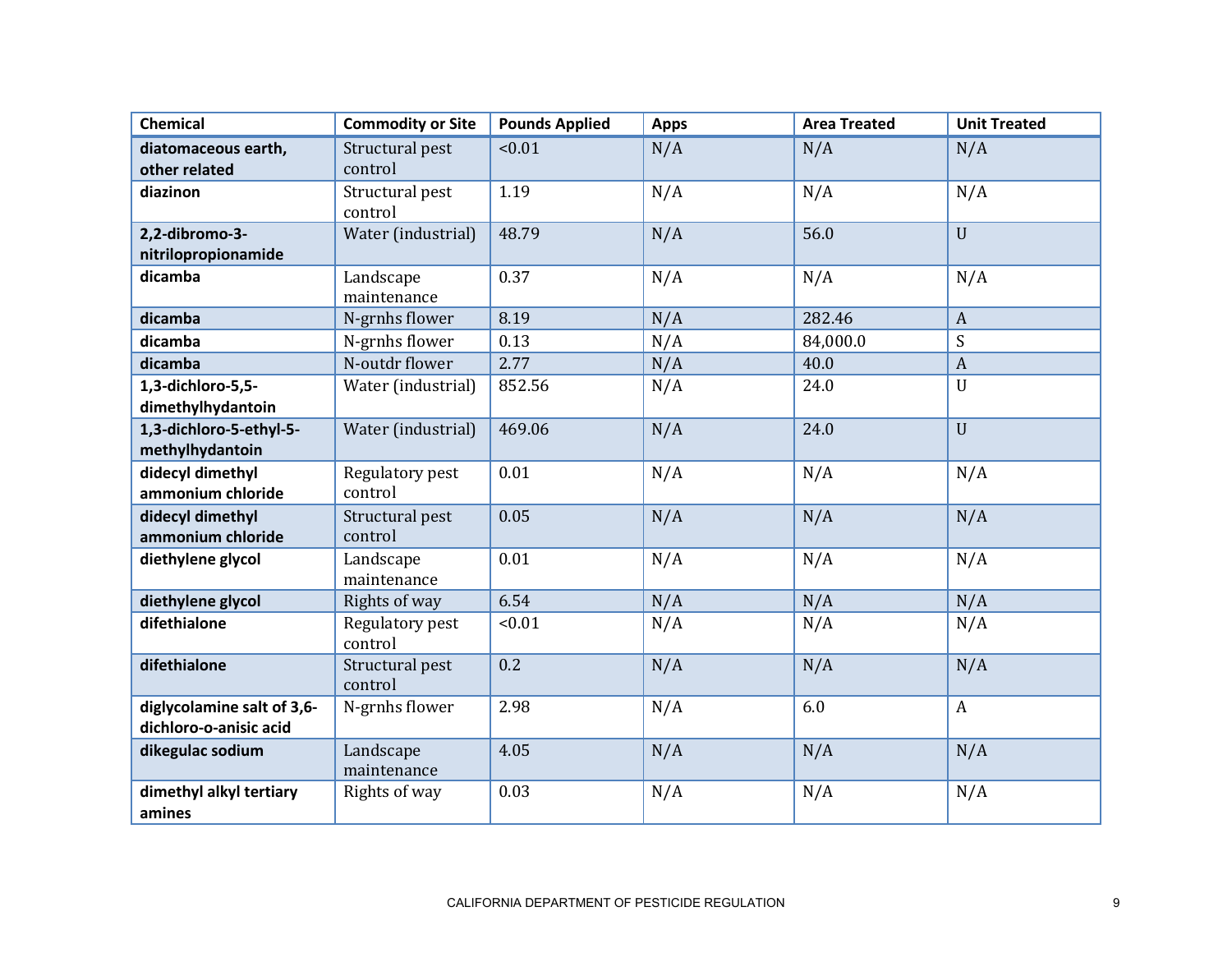| Chemical | Commodity or Site | Pounds Applied | Apps | Area Treated | Unit Treated |
|---|---|---|---|---|---|
| **diatomaceous earth, other related** | Structural pest control | <0.01 | N/A | N/A | N/A |
| **diazinon** | Structural pest control | 1.19 | N/A | N/A | N/A |
| **2,2-dibromo-3-nitrilopropionamide** | Water (industrial) | 48.79 | N/A | 56.0 | U |
| **dicamba** | Landscape maintenance | 0.37 | N/A | N/A | N/A |
| **dicamba** | N-grnhs flower | 8.19 | N/A | 282.46 | A |
| **dicamba** | N-grnhs flower | 0.13 | N/A | 84,000.0 | S |
| **dicamba** | N-outdr flower | 2.77 | N/A | 40.0 | A |
| **1,3-dichloro-5,5-dimethylhydantoin** | Water (industrial) | 852.56 | N/A | 24.0 | U |
| **1,3-dichloro-5-ethyl-5-methylhydantoin** | Water (industrial) | 469.06 | N/A | 24.0 | U |
| **didecyl dimethyl ammonium chloride** | Regulatory pest control | 0.01 | N/A | N/A | N/A |
| **didecyl dimethyl ammonium chloride** | Structural pest control | 0.05 | N/A | N/A | N/A |
| **diethylene glycol** | Landscape maintenance | 0.01 | N/A | N/A | N/A |
| **diethylene glycol** | Rights of way | 6.54 | N/A | N/A | N/A |
| **difethialone** | Regulatory pest control | <0.01 | N/A | N/A | N/A |
| **difethialone** | Structural pest control | 0.2 | N/A | N/A | N/A |
| **diglycolamine salt of 3,6-dichloro-o-anisic acid** | N-grnhs flower | 2.98 | N/A | 6.0 | A |
| **dikegulac sodium** | Landscape maintenance | 4.05 | N/A | N/A | N/A |
| **dimethyl alkyl tertiary amines** | Rights of way | 0.03 | N/A | N/A | N/A |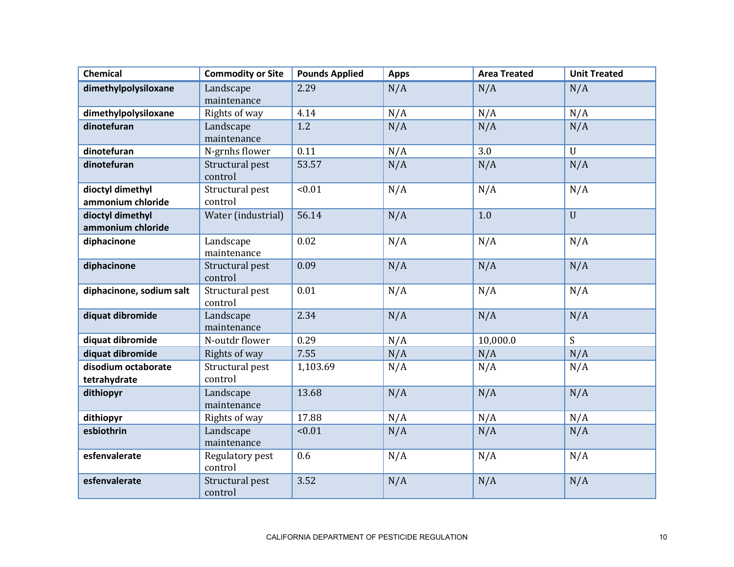| Chemical | Commodity or Site | Pounds Applied | Apps | Area Treated | Unit Treated |
|---|---|---|---|---|---|
| **dimethylpolysiloxane** | Landscape maintenance | 2.29 | N/A | N/A | N/A |
| **dimethylpolysiloxane** | Rights of way | 4.14 | N/A | N/A | N/A |
| **dinotefuran** | Landscape maintenance | 1.2 | N/A | N/A | N/A |
| **dinotefuran** | N-grnhs flower | 0.11 | N/A | 3.0 | U |
| **dinotefuran** | Structural pest control | 53.57 | N/A | N/A | N/A |
| **dioctyl dimethyl ammonium chloride** | Structural pest control | <0.01 | N/A | N/A | N/A |
| **dioctyl dimethyl ammonium chloride** | Water (industrial) | 56.14 | N/A | 1.0 | U |
| **diphacinone** | Landscape maintenance | 0.02 | N/A | N/A | N/A |
| **diphacinone** | Structural pest control | 0.09 | N/A | N/A | N/A |
| **diphacinone, sodium salt** | Structural pest control | 0.01 | N/A | N/A | N/A |
| **diquat dibromide** | Landscape maintenance | 2.34 | N/A | N/A | N/A |
| **diquat dibromide** | N-outdr flower | 0.29 | N/A | 10,000.0 | S |
| **diquat dibromide** | Rights of way | 7.55 | N/A | N/A | N/A |
| **disodium octaborate tetrahydrate** | Structural pest control | 1,103.69 | N/A | N/A | N/A |
| **dithiopyr** | Landscape maintenance | 13.68 | N/A | N/A | N/A |
| **dithiopyr** | Rights of way | 17.88 | N/A | N/A | N/A |
| **esbiothrin** | Landscape maintenance | <0.01 | N/A | N/A | N/A |
| **esfenvalerate** | Regulatory pest control | 0.6 | N/A | N/A | N/A |
| **esfenvalerate** | Structural pest control | 3.52 | N/A | N/A | N/A |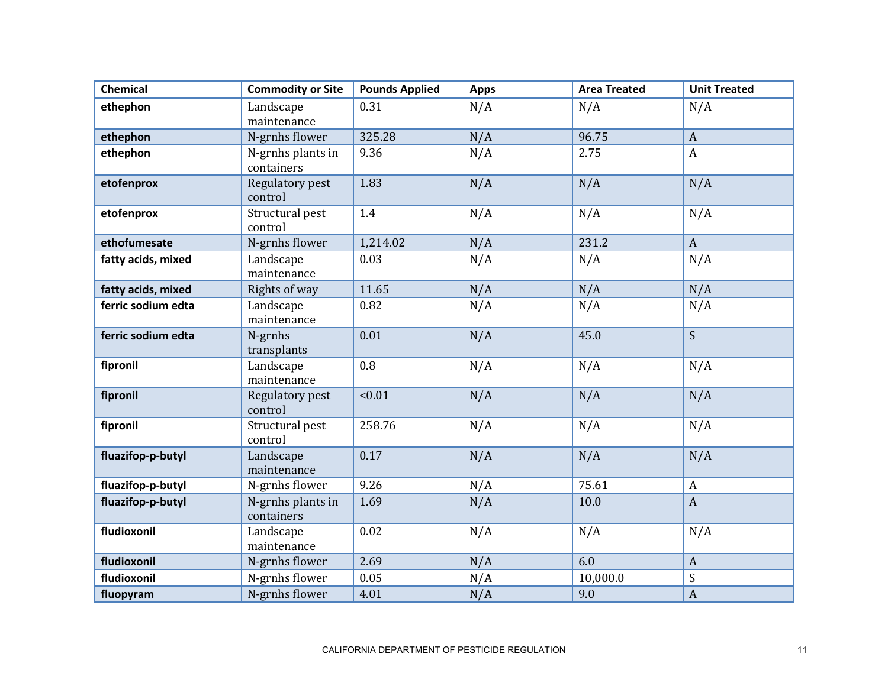| Chemical | Commodity or Site | Pounds Applied | Apps | Area Treated | Unit Treated |
|---|---|---|---|---|---|
| **ethephon** | Landscape maintenance | 0.31 | N/A | N/A | N/A |
| **ethephon** | N-grnhs flower | 325.28 | N/A | 96.75 | A |
| **ethephon** | N-grnhs plants in containers | 9.36 | N/A | 2.75 | A |
| **etofenprox** | Regulatory pest control | 1.83 | N/A | N/A | N/A |
| **etofenprox** | Structural pest control | 1.4 | N/A | N/A | N/A |
| **ethofumesate** | N-grnhs flower | 1,214.02 | N/A | 231.2 | A |
| **fatty acids, mixed** | Landscape maintenance | 0.03 | N/A | N/A | N/A |
| **fatty acids, mixed** | Rights of way | 11.65 | N/A | N/A | N/A |
| **ferric sodium edta** | Landscape maintenance | 0.82 | N/A | N/A | N/A |
| **ferric sodium edta** | N-grnhs transplants | 0.01 | N/A | 45.0 | S |
| **fipronil** | Landscape maintenance | 0.8 | N/A | N/A | N/A |
| **fipronil** | Regulatory pest control | <0.01 | N/A | N/A | N/A |
| **fipronil** | Structural pest control | 258.76 | N/A | N/A | N/A |
| **fluazifop-p-butyl** | Landscape maintenance | 0.17 | N/A | N/A | N/A |
| **fluazifop-p-butyl** | N-grnhs flower | 9.26 | N/A | 75.61 | A |
| **fluazifop-p-butyl** | N-grnhs plants in containers | 1.69 | N/A | 10.0 | A |
| **fludioxonil** | Landscape maintenance | 0.02 | N/A | N/A | N/A |
| **fludioxonil** | N-grnhs flower | 2.69 | N/A | 6.0 | A |
| **fludioxonil** | N-grnhs flower | 0.05 | N/A | 10,000.0 | S |
| **fluopyram** | N-grnhs flower | 4.01 | N/A | 9.0 | A |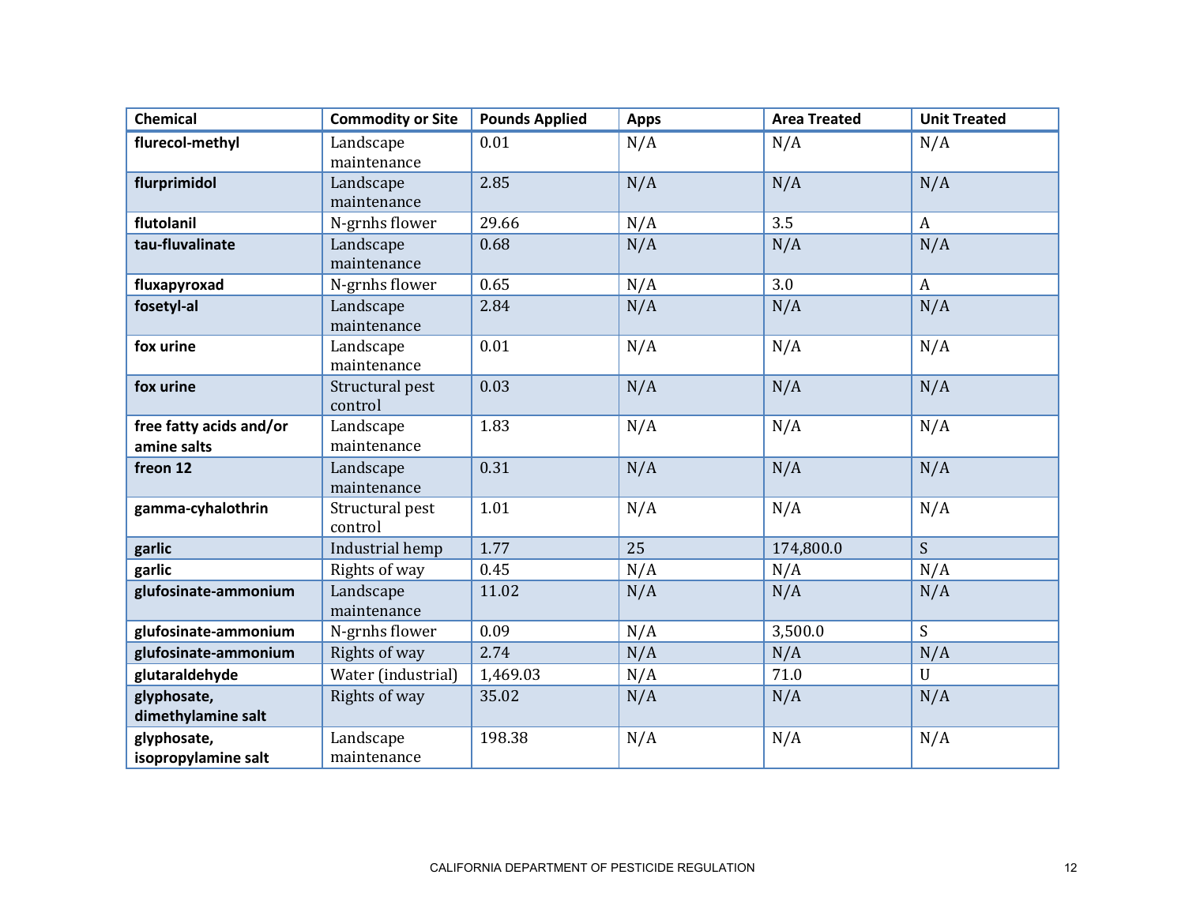| Chemical | Commodity or Site | Pounds Applied | Apps | Area Treated | Unit Treated |
|---|---|---|---|---|---|
| **flurecol-methyl** | Landscape maintenance | 0.01 | N/A | N/A | N/A |
| **flurprimidol** | Landscape maintenance | 2.85 | N/A | N/A | N/A |
| **flutolanil** | N-grnhs flower | 29.66 | N/A | 3.5 | A |
| **tau-fluvalinate** | Landscape maintenance | 0.68 | N/A | N/A | N/A |
| **fluxapyroxad** | N-grnhs flower | 0.65 | N/A | 3.0 | A |
| **fosetyl-al** | Landscape maintenance | 2.84 | N/A | N/A | N/A |
| **fox urine** | Landscape maintenance | 0.01 | N/A | N/A | N/A |
| **fox urine** | Structural pest control | 0.03 | N/A | N/A | N/A |
| **free fatty acids and/or amine salts** | Landscape maintenance | 1.83 | N/A | N/A | N/A |
| **freon 12** | Landscape maintenance | 0.31 | N/A | N/A | N/A |
| **gamma-cyhalothrin** | Structural pest control | 1.01 | N/A | N/A | N/A |
| **garlic** | Industrial hemp | 1.77 | 25 | 174,800.0 | S |
| **garlic** | Rights of way | 0.45 | N/A | N/A | N/A |
| **glufosinate-ammonium** | Landscape maintenance | 11.02 | N/A | N/A | N/A |
| **glufosinate-ammonium** | N-grnhs flower | 0.09 | N/A | 3,500.0 | S |
| **glufosinate-ammonium** | Rights of way | 2.74 | N/A | N/A | N/A |
| **glutaraldehyde** | Water (industrial) | 1,469.03 | N/A | 71.0 | U |
| **glyphosate, dimethylamine salt** | Rights of way | 35.02 | N/A | N/A | N/A |
| **glyphosate, isopropylamine salt** | Landscape maintenance | 198.38 | N/A | N/A | N/A |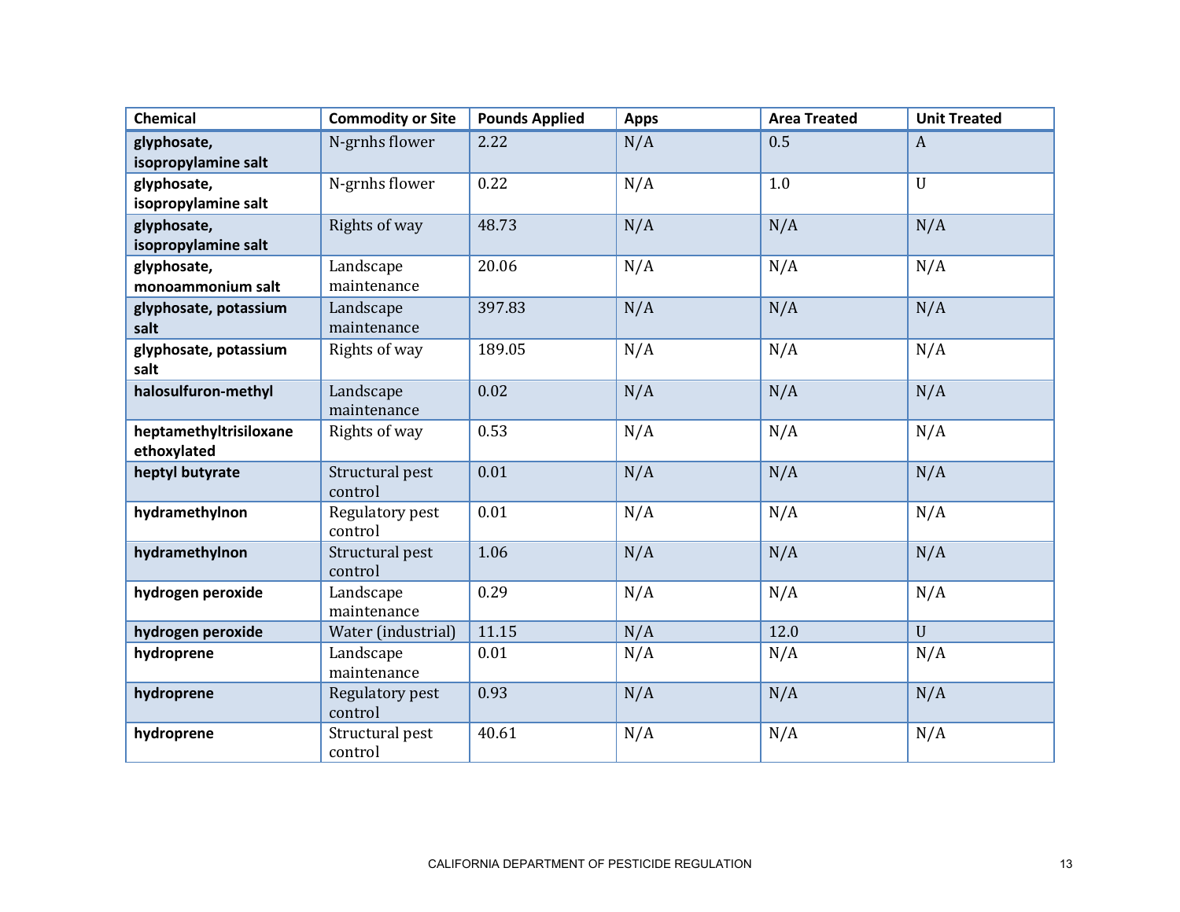| Chemical | Commodity or Site | Pounds Applied | Apps | Area Treated | Unit Treated |
|---|---|---|---|---|---|
| **glyphosate, isopropylamine salt** | N-grnhs flower | 2.22 | N/A | 0.5 | A |
| **glyphosate, isopropylamine salt** | N-grnhs flower | 0.22 | N/A | 1.0 | U |
| **glyphosate, isopropylamine salt** | Rights of way | 48.73 | N/A | N/A | N/A |
| **glyphosate, monoammonium salt** | Landscape maintenance | 20.06 | N/A | N/A | N/A |
| **glyphosate, potassium salt** | Landscape maintenance | 397.83 | N/A | N/A | N/A |
| **glyphosate, potassium salt** | Rights of way | 189.05 | N/A | N/A | N/A |
| **halosulfuron-methyl** | Landscape maintenance | 0.02 | N/A | N/A | N/A |
| **heptamethyltrisiloxane ethoxylated** | Rights of way | 0.53 | N/A | N/A | N/A |
| **heptyl butyrate** | Structural pest control | 0.01 | N/A | N/A | N/A |
| **hydramethylnon** | Regulatory pest control | 0.01 | N/A | N/A | N/A |
| **hydramethylnon** | Structural pest control | 1.06 | N/A | N/A | N/A |
| **hydrogen peroxide** | Landscape maintenance | 0.29 | N/A | N/A | N/A |
| **hydrogen peroxide** | Water (industrial) | 11.15 | N/A | 12.0 | U |
| **hydroprene** | Landscape maintenance | 0.01 | N/A | N/A | N/A |
| **hydroprene** | Regulatory pest control | 0.93 | N/A | N/A | N/A |
| **hydroprene** | Structural pest control | 40.61 | N/A | N/A | N/A |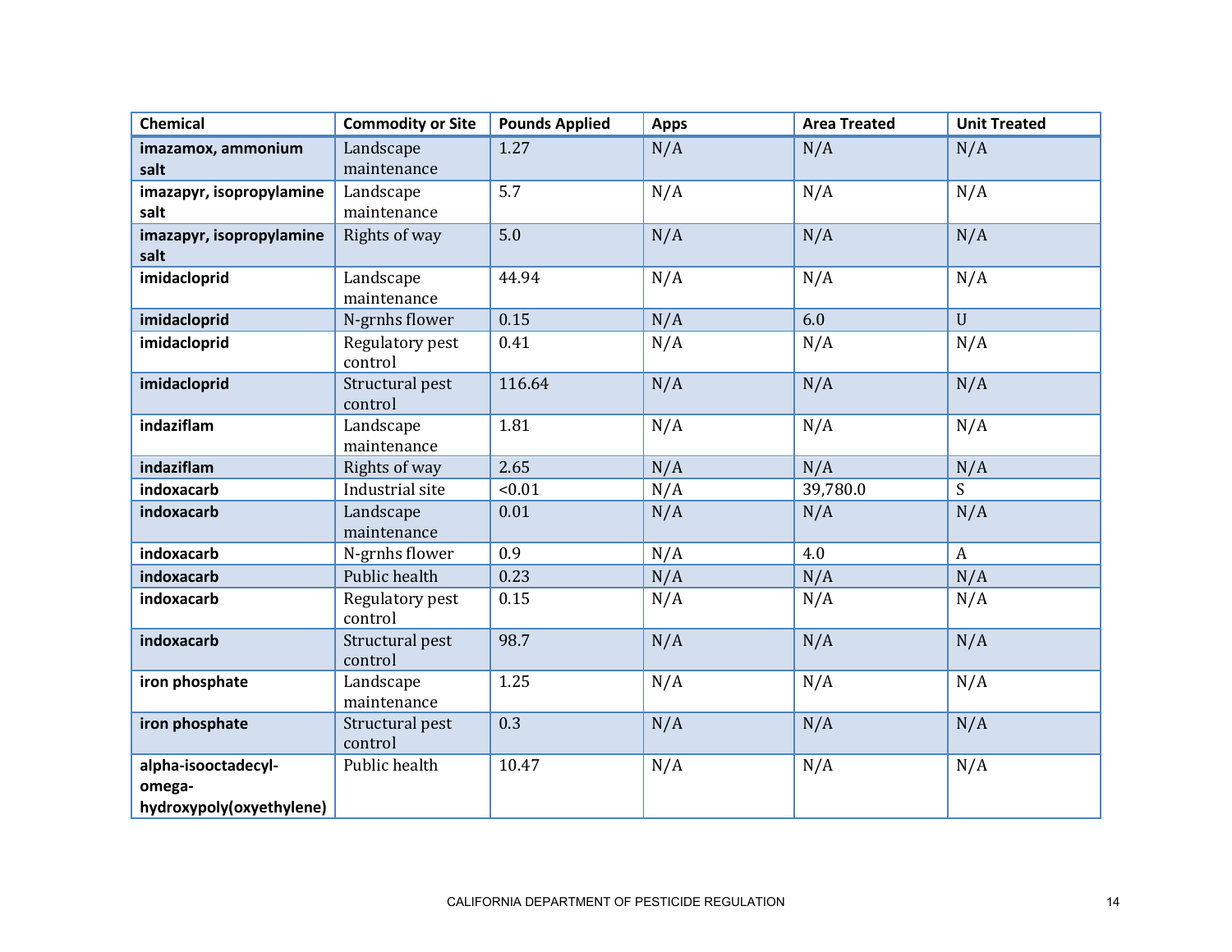| Chemical | Commodity or Site | Pounds Applied | Apps | Area Treated | Unit Treated |
|---|---|---|---|---|---|
| **imazamox, ammonium salt** | Landscape maintenance | 1.27 | N/A | N/A | N/A |
| **imazapyr, isopropylamine salt** | Landscape maintenance | 5.7 | N/A | N/A | N/A |
| **imazapyr, isopropylamine salt** | Rights of way | 5.0 | N/A | N/A | N/A |
| **imidacloprid** | Landscape maintenance | 44.94 | N/A | N/A | N/A |
| **imidacloprid** | N-grnhs flower | 0.15 | N/A | 6.0 | U |
| **imidacloprid** | Regulatory pest control | 0.41 | N/A | N/A | N/A |
| **imidacloprid** | Structural pest control | 116.64 | N/A | N/A | N/A |
| **indaziflam** | Landscape maintenance | 1.81 | N/A | N/A | N/A |
| **indaziflam** | Rights of way | 2.65 | N/A | N/A | N/A |
| **indoxacarb** | Industrial site | <0.01 | N/A | 39,780.0 | S |
| **indoxacarb** | Landscape maintenance | 0.01 | N/A | N/A | N/A |
| **indoxacarb** | N-grnhs flower | 0.9 | N/A | 4.0 | A |
| **indoxacarb** | Public health | 0.23 | N/A | N/A | N/A |
| **indoxacarb** | Regulatory pest control | 0.15 | N/A | N/A | N/A |
| **indoxacarb** | Structural pest control | 98.7 | N/A | N/A | N/A |
| **iron phosphate** | Landscape maintenance | 1.25 | N/A | N/A | N/A |
| **iron phosphate** | Structural pest control | 0.3 | N/A | N/A | N/A |
| **alpha-isooctadecyl-omega-hydroxypoly(oxyethylene)** | Public health | 10.47 | N/A | N/A | N/A |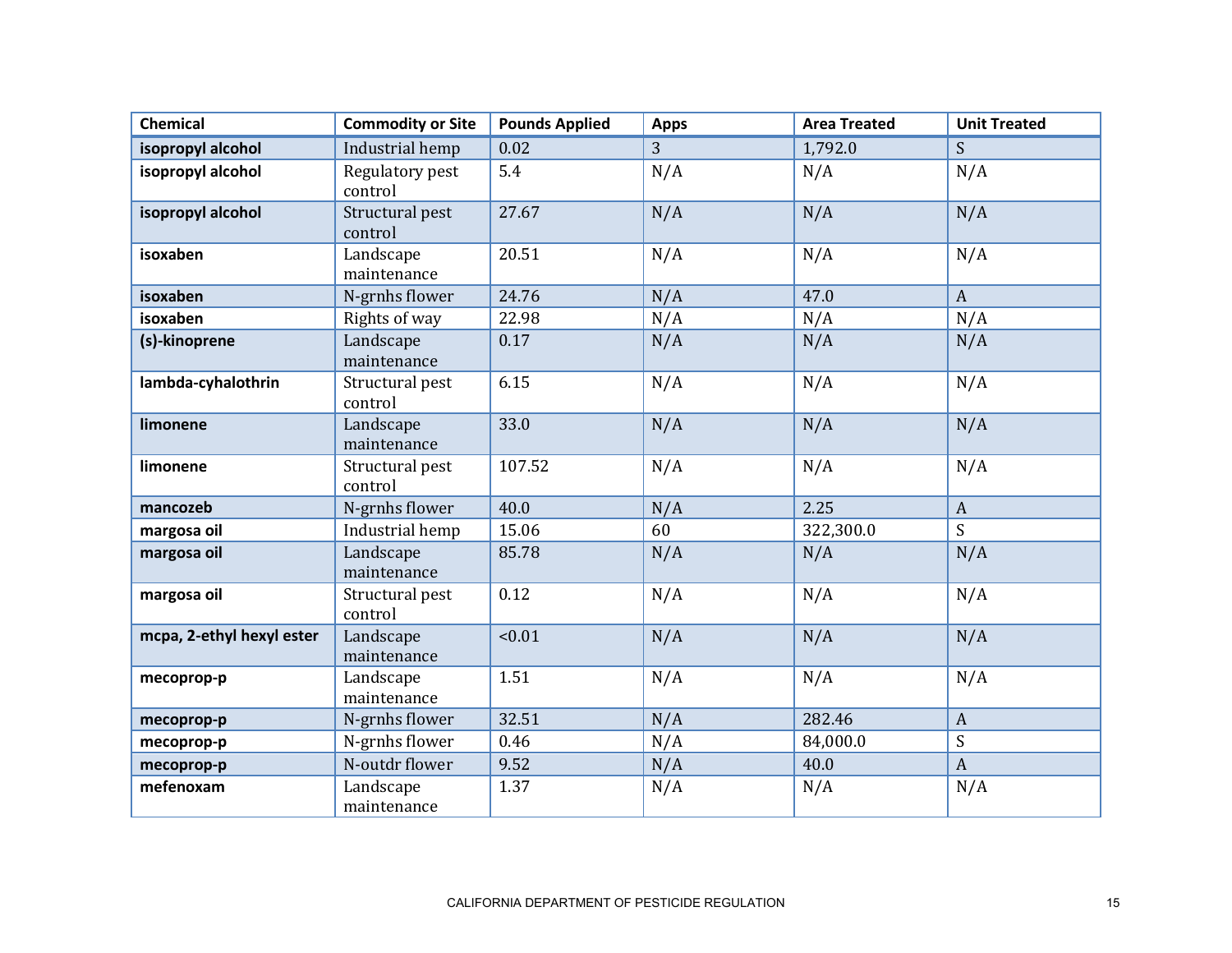| Chemical | Commodity or Site | Pounds Applied | Apps | Area Treated | Unit Treated |
|---|---|---|---|---|---|
| **isopropyl alcohol** | Industrial hemp | 0.02 | 3 | 1,792.0 | S |
| **isopropyl alcohol** | Regulatory pest control | 5.4 | N/A | N/A | N/A |
| **isopropyl alcohol** | Structural pest control | 27.67 | N/A | N/A | N/A |
| **isoxaben** | Landscape maintenance | 20.51 | N/A | N/A | N/A |
| **isoxaben** | N-grnhs flower | 24.76 | N/A | 47.0 | A |
| **isoxaben** | Rights of way | 22.98 | N/A | N/A | N/A |
| **(s)-kinoprene** | Landscape maintenance | 0.17 | N/A | N/A | N/A |
| **lambda-cyhalothrin** | Structural pest control | 6.15 | N/A | N/A | N/A |
| **limonene** | Landscape maintenance | 33.0 | N/A | N/A | N/A |
| **limonene** | Structural pest control | 107.52 | N/A | N/A | N/A |
| **mancozeb** | N-grnhs flower | 40.0 | N/A | 2.25 | A |
| **margosa oil** | Industrial hemp | 15.06 | 60 | 322,300.0 | S |
| **margosa oil** | Landscape maintenance | 85.78 | N/A | N/A | N/A |
| **margosa oil** | Structural pest control | 0.12 | N/A | N/A | N/A |
| **mcpa, 2-ethyl hexyl ester** | Landscape maintenance | <0.01 | N/A | N/A | N/A |
| **mecoprop-p** | Landscape maintenance | 1.51 | N/A | N/A | N/A |
| **mecoprop-p** | N-grnhs flower | 32.51 | N/A | 282.46 | A |
| **mecoprop-p** | N-grnhs flower | 0.46 | N/A | 84,000.0 | S |
| **mecoprop-p** | N-outdr flower | 9.52 | N/A | 40.0 | A |
| **mefenoxam** | Landscape maintenance | 1.37 | N/A | N/A | N/A |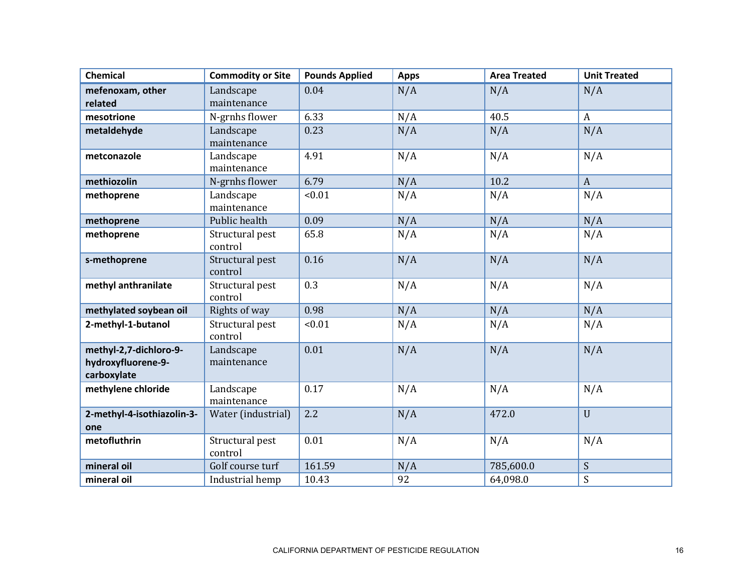| Chemical | Commodity or Site | Pounds Applied | Apps | Area Treated | Unit Treated |
|---|---|---|---|---|---|
| **mefenoxam, other related** | Landscape maintenance | 0.04 | N/A | N/A | N/A |
| **mesotrione** | N-grnhs flower | 6.33 | N/A | 40.5 | A |
| **metaldehyde** | Landscape maintenance | 0.23 | N/A | N/A | N/A |
| **metconazole** | Landscape maintenance | 4.91 | N/A | N/A | N/A |
| **methiozolin** | N-grnhs flower | 6.79 | N/A | 10.2 | A |
| **methoprene** | Landscape maintenance | <0.01 | N/A | N/A | N/A |
| **methoprene** | Public health | 0.09 | N/A | N/A | N/A |
| **methoprene** | Structural pest control | 65.8 | N/A | N/A | N/A |
| **s-methoprene** | Structural pest control | 0.16 | N/A | N/A | N/A |
| **methyl anthranilate** | Structural pest control | 0.3 | N/A | N/A | N/A |
| **methylated soybean oil** | Rights of way | 0.98 | N/A | N/A | N/A |
| **2-methyl-1-butanol** | Structural pest control | <0.01 | N/A | N/A | N/A |
| **methyl-2,7-dichloro-9-hydroxyfluorene-9-carboxylate** | Landscape maintenance | 0.01 | N/A | N/A | N/A |
| **methylene chloride** | Landscape maintenance | 0.17 | N/A | N/A | N/A |
| **2-methyl-4-isothiazolin-3-one** | Water (industrial) | 2.2 | N/A | 472.0 | U |
| **metofluthrin** | Structural pest control | 0.01 | N/A | N/A | N/A |
| **mineral oil** | Golf course turf | 161.59 | N/A | 785,600.0 | S |
| **mineral oil** | Industrial hemp | 10.43 | 92 | 64,098.0 | S |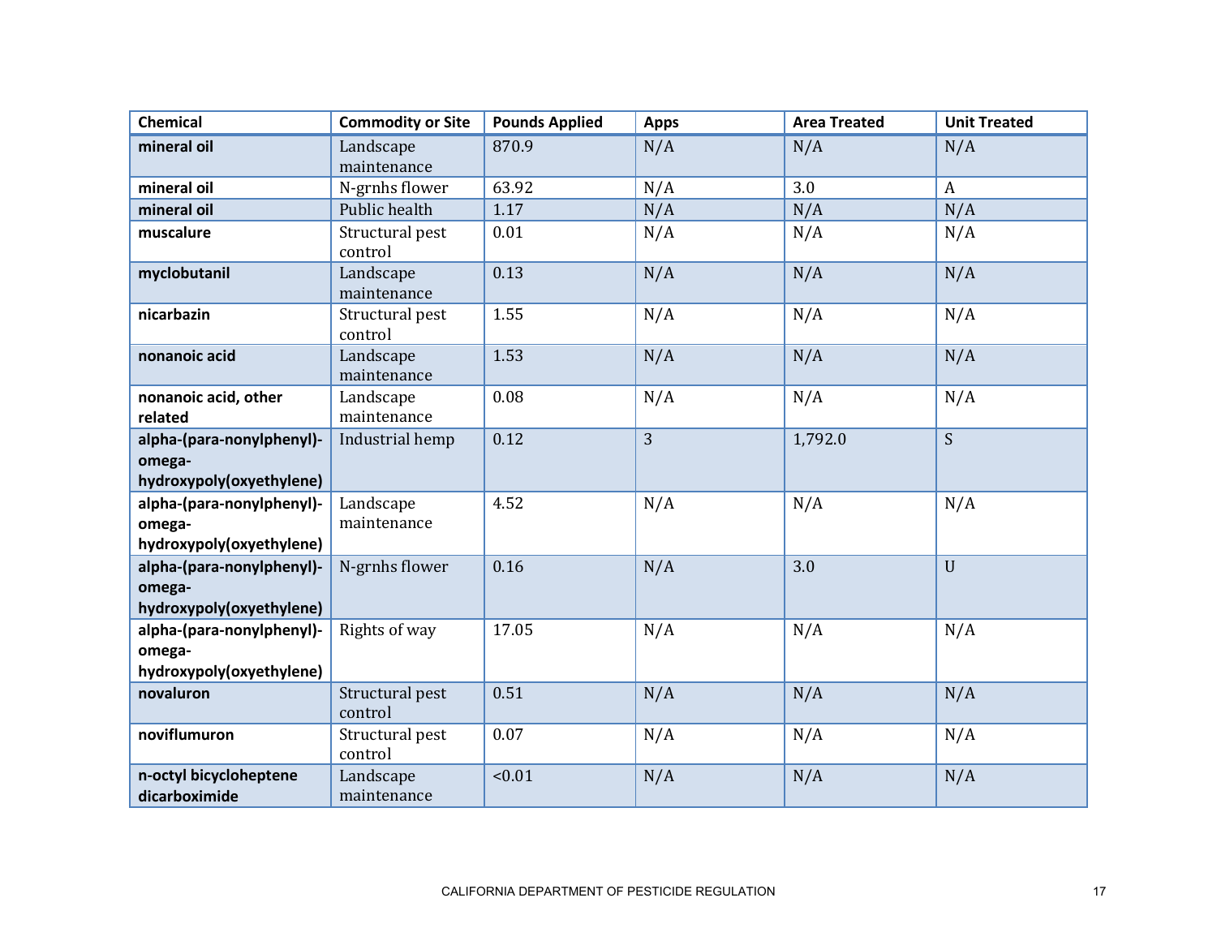| Chemical | Commodity or Site | Pounds Applied | Apps | Area Treated | Unit Treated |
|---|---|---|---|---|---|
| **mineral oil** | Landscape maintenance | 870.9 | N/A | N/A | N/A |
| **mineral oil** | N-grnhs flower | 63.92 | N/A | 3.0 | A |
| **mineral oil** | Public health | 1.17 | N/A | N/A | N/A |
| **muscalure** | Structural pest control | 0.01 | N/A | N/A | N/A |
| **myclobutanil** | Landscape maintenance | 0.13 | N/A | N/A | N/A |
| **nicarbazin** | Structural pest control | 1.55 | N/A | N/A | N/A |
| **nonanoic acid** | Landscape maintenance | 1.53 | N/A | N/A | N/A |
| **nonanoic acid, other related** | Landscape maintenance | 0.08 | N/A | N/A | N/A |
| **alpha-(para-nonylphenyl)-omega-hydroxypoly(oxyethylene)** | Industrial hemp | 0.12 | 3 | 1,792.0 | S |
| **alpha-(para-nonylphenyl)-omega-hydroxypoly(oxyethylene)** | Landscape maintenance | 4.52 | N/A | N/A | N/A |
| **alpha-(para-nonylphenyl)-omega-hydroxypoly(oxyethylene)** | N-grnhs flower | 0.16 | N/A | 3.0 | U |
| **alpha-(para-nonylphenyl)-omega-hydroxypoly(oxyethylene)** | Rights of way | 17.05 | N/A | N/A | N/A |
| **novaluron** | Structural pest control | 0.51 | N/A | N/A | N/A |
| **noviflumuron** | Structural pest control | 0.07 | N/A | N/A | N/A |
| **n-octyl bicycloheptene dicarboximide** | Landscape maintenance | <0.01 | N/A | N/A | N/A |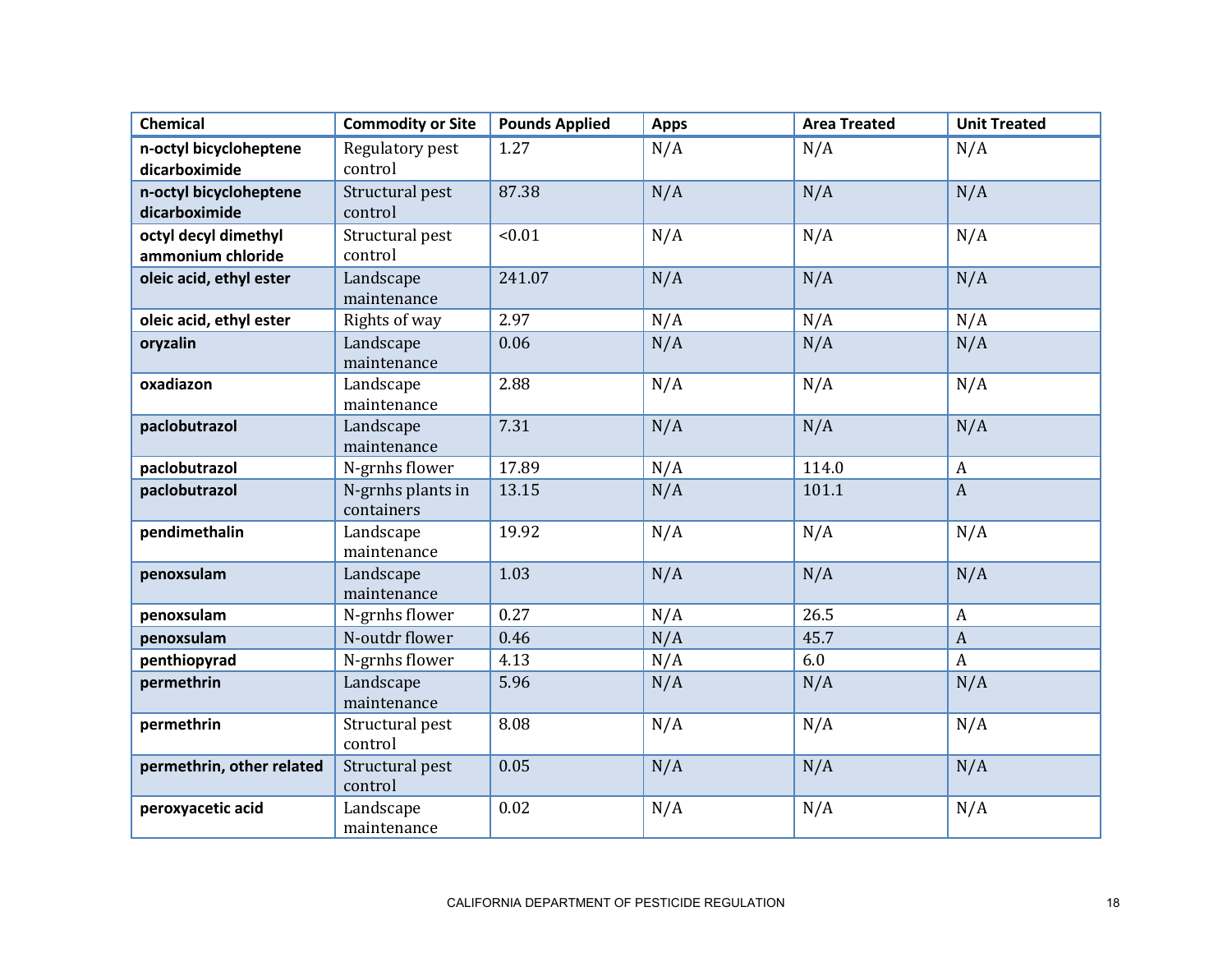| Chemical | Commodity or Site | Pounds Applied | Apps | Area Treated | Unit Treated |
|---|---|---|---|---|---|
| **n-octyl bicycloheptene dicarboximide** | Regulatory pest control | 1.27 | N/A | N/A | N/A |
| **n-octyl bicycloheptene dicarboximide** | Structural pest control | 87.38 | N/A | N/A | N/A |
| **octyl decyl dimethyl ammonium chloride** | Structural pest control | <0.01 | N/A | N/A | N/A |
| **oleic acid, ethyl ester** | Landscape maintenance | 241.07 | N/A | N/A | N/A |
| **oleic acid, ethyl ester** | Rights of way | 2.97 | N/A | N/A | N/A |
| **oryzalin** | Landscape maintenance | 0.06 | N/A | N/A | N/A |
| **oxadiazon** | Landscape maintenance | 2.88 | N/A | N/A | N/A |
| **paclobutrazol** | Landscape maintenance | 7.31 | N/A | N/A | N/A |
| **paclobutrazol** | N-grnhs flower | 17.89 | N/A | 114.0 | A |
| **paclobutrazol** | N-grnhs plants in containers | 13.15 | N/A | 101.1 | A |
| **pendimethalin** | Landscape maintenance | 19.92 | N/A | N/A | N/A |
| **penoxsulam** | Landscape maintenance | 1.03 | N/A | N/A | N/A |
| **penoxsulam** | N-grnhs flower | 0.27 | N/A | 26.5 | A |
| **penoxsulam** | N-outdr flower | 0.46 | N/A | 45.7 | A |
| **penthiopyrad** | N-grnhs flower | 4.13 | N/A | 6.0 | A |
| **permethrin** | Landscape maintenance | 5.96 | N/A | N/A | N/A |
| **permethrin** | Structural pest control | 8.08 | N/A | N/A | N/A |
| **permethrin, other related** | Structural pest control | 0.05 | N/A | N/A | N/A |
| **peroxyacetic acid** | Landscape maintenance | 0.02 | N/A | N/A | N/A |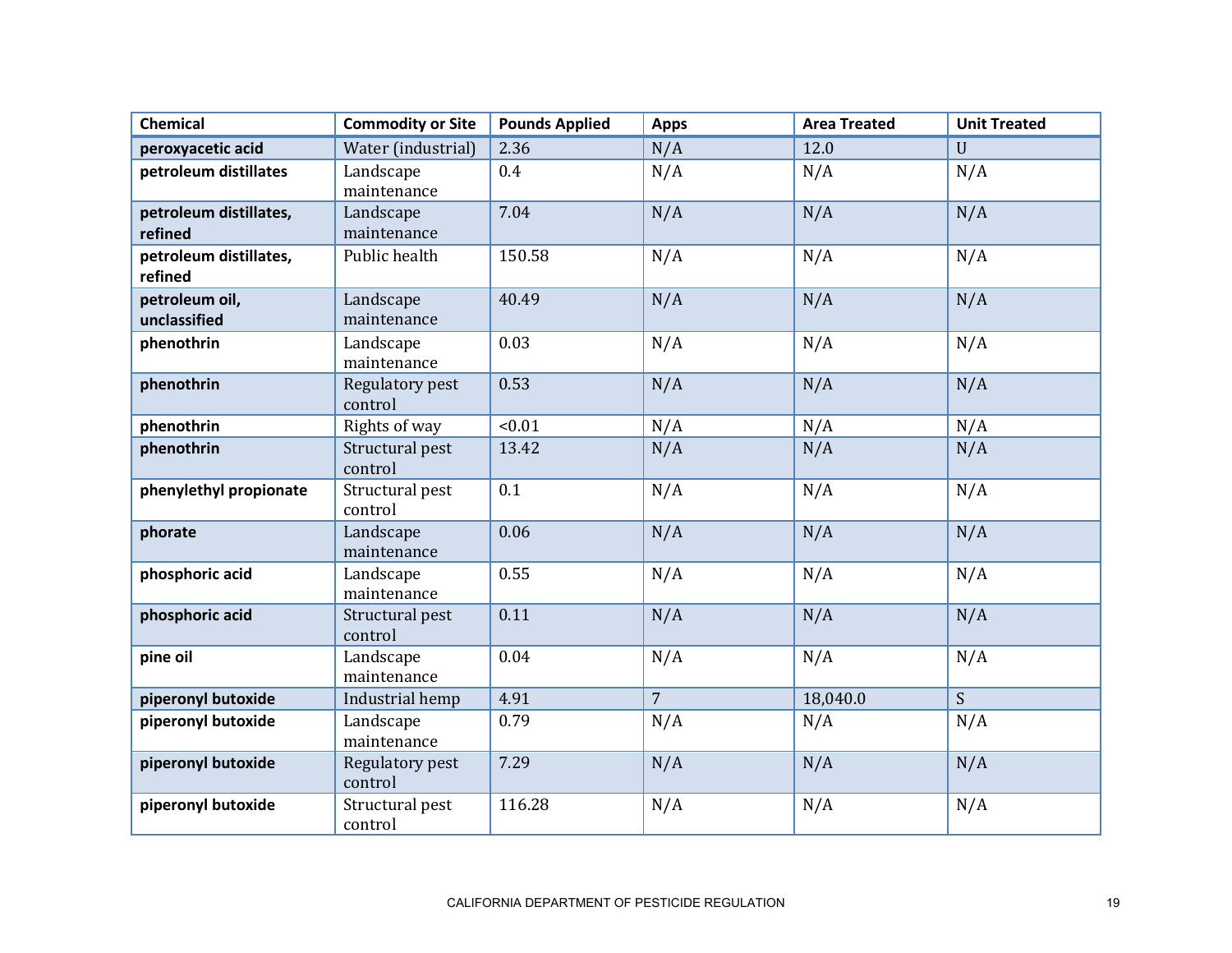| Chemical | Commodity or Site | Pounds Applied | Apps | Area Treated | Unit Treated |
|---|---|---|---|---|---|
| **peroxyacetic acid** | Water (industrial) | 2.36 | N/A | 12.0 | U |
| **petroleum distillates** | Landscape maintenance | 0.4 | N/A | N/A | N/A |
| **petroleum distillates, refined** | Landscape maintenance | 7.04 | N/A | N/A | N/A |
| **petroleum distillates, refined** | Public health | 150.58 | N/A | N/A | N/A |
| **petroleum oil, unclassified** | Landscape maintenance | 40.49 | N/A | N/A | N/A |
| **phenothrin** | Landscape maintenance | 0.03 | N/A | N/A | N/A |
| **phenothrin** | Regulatory pest control | 0.53 | N/A | N/A | N/A |
| **phenothrin** | Rights of way | <0.01 | N/A | N/A | N/A |
| **phenothrin** | Structural pest control | 13.42 | N/A | N/A | N/A |
| **phenylethyl propionate** | Structural pest control | 0.1 | N/A | N/A | N/A |
| **phorate** | Landscape maintenance | 0.06 | N/A | N/A | N/A |
| **phosphoric acid** | Landscape maintenance | 0.55 | N/A | N/A | N/A |
| **phosphoric acid** | Structural pest control | 0.11 | N/A | N/A | N/A |
| **pine oil** | Landscape maintenance | 0.04 | N/A | N/A | N/A |
| **piperonyl butoxide** | Industrial hemp | 4.91 | 7 | 18,040.0 | S |
| **piperonyl butoxide** | Landscape maintenance | 0.79 | N/A | N/A | N/A |
| **piperonyl butoxide** | Regulatory pest control | 7.29 | N/A | N/A | N/A |
| **piperonyl butoxide** | Structural pest control | 116.28 | N/A | N/A | N/A |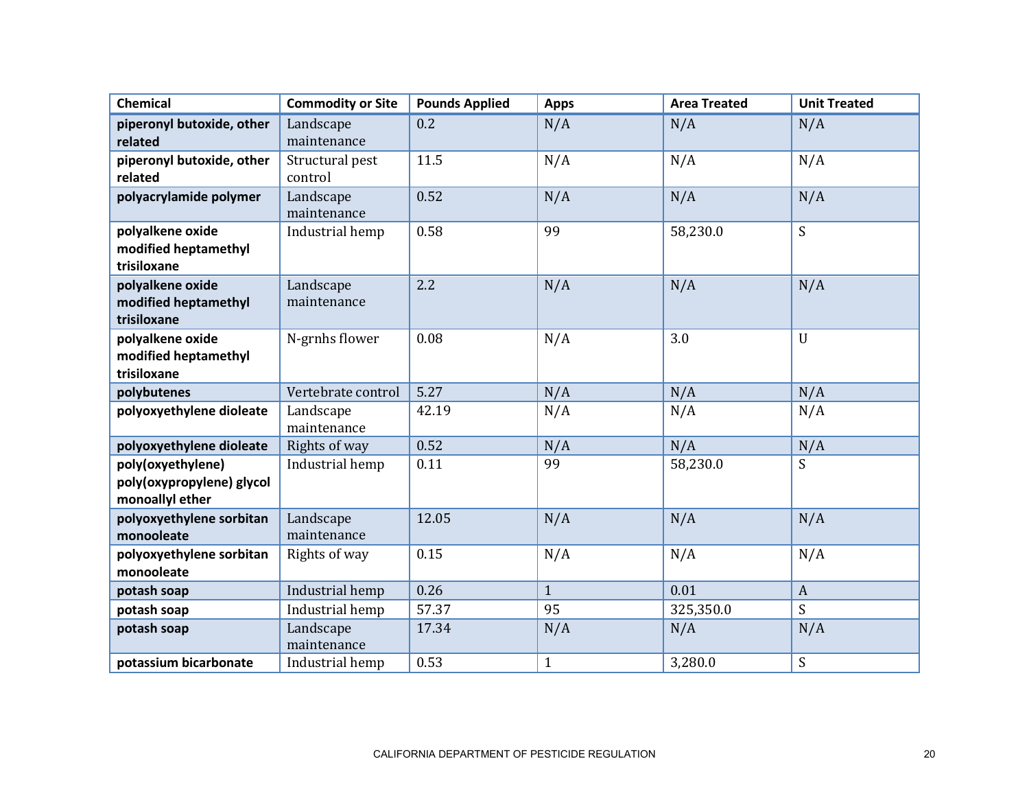| Chemical | Commodity or Site | Pounds Applied | Apps | Area Treated | Unit Treated |
|---|---|---|---|---|---|
| **piperonyl butoxide, other related** | Landscape maintenance | 0.2 | N/A | N/A | N/A |
| **piperonyl butoxide, other related** | Structural pest control | 11.5 | N/A | N/A | N/A |
| **polyacrylamide polymer** | Landscape maintenance | 0.52 | N/A | N/A | N/A |
| **polyalkene oxide modified heptamethyl trisiloxane** | Industrial hemp | 0.58 | 99 | 58,230.0 | S |
| **polyalkene oxide modified heptamethyl trisiloxane** | Landscape maintenance | 2.2 | N/A | N/A | N/A |
| **polyalkene oxide modified heptamethyl trisiloxane** | N-grnhs flower | 0.08 | N/A | 3.0 | U |
| **polybutenes** | Vertebrate control | 5.27 | N/A | N/A | N/A |
| **polyoxyethylene dioleate** | Landscape maintenance | 42.19 | N/A | N/A | N/A |
| **polyoxyethylene dioleate** | Rights of way | 0.52 | N/A | N/A | N/A |
| **poly(oxyethylene) poly(oxypropylene) glycol monoallyl ether** | Industrial hemp | 0.11 | 99 | 58,230.0 | S |
| **polyoxyethylene sorbitan monooleate** | Landscape maintenance | 12.05 | N/A | N/A | N/A |
| **polyoxyethylene sorbitan monooleate** | Rights of way | 0.15 | N/A | N/A | N/A |
| **potash soap** | Industrial hemp | 0.26 | 1 | 0.01 | A |
| **potash soap** | Industrial hemp | 57.37 | 95 | 325,350.0 | S |
| **potash soap** | Landscape maintenance | 17.34 | N/A | N/A | N/A |
| **potassium bicarbonate** | Industrial hemp | 0.53 | 1 | 3,280.0 | S |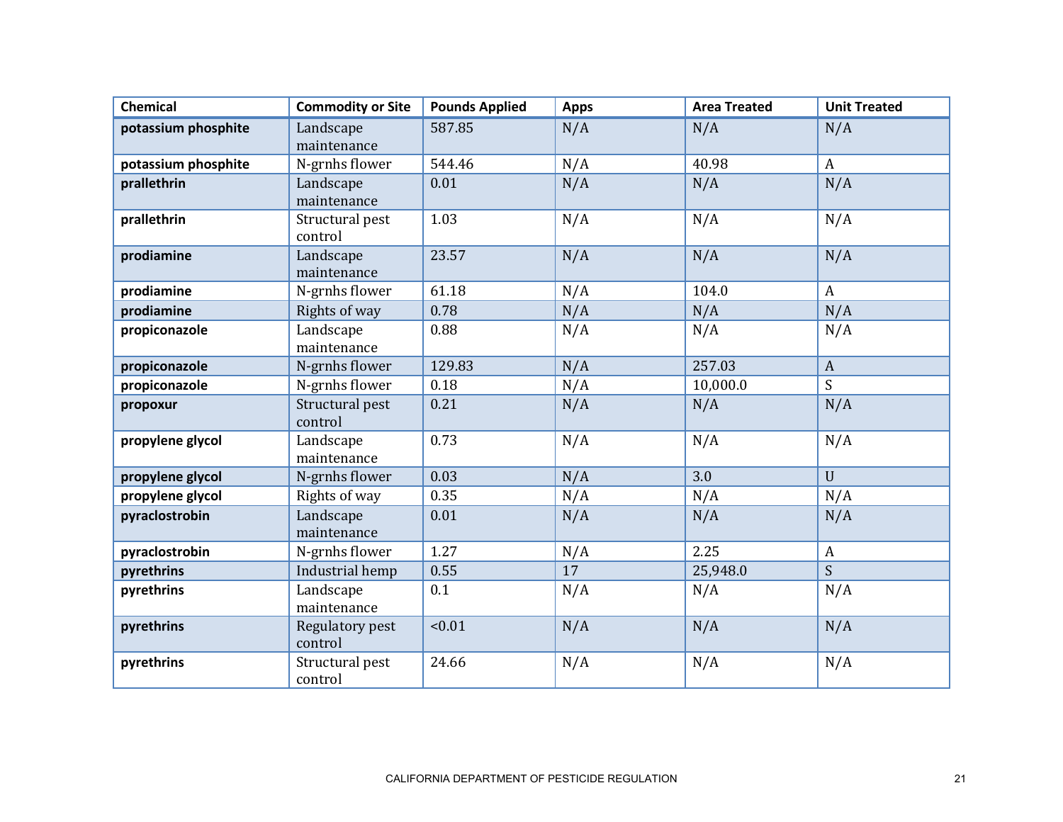| Chemical | Commodity or Site | Pounds Applied | Apps | Area Treated | Unit Treated |
|---|---|---|---|---|---|
| **potassium phosphite** | Landscape maintenance | 587.85 | N/A | N/A | N/A |
| **potassium phosphite** | N-grnhs flower | 544.46 | N/A | 40.98 | A |
| **prallethrin** | Landscape maintenance | 0.01 | N/A | N/A | N/A |
| **prallethrin** | Structural pest control | 1.03 | N/A | N/A | N/A |
| **prodiamine** | Landscape maintenance | 23.57 | N/A | N/A | N/A |
| **prodiamine** | N-grnhs flower | 61.18 | N/A | 104.0 | A |
| **prodiamine** | Rights of way | 0.78 | N/A | N/A | N/A |
| **propiconazole** | Landscape maintenance | 0.88 | N/A | N/A | N/A |
| **propiconazole** | N-grnhs flower | 129.83 | N/A | 257.03 | A |
| **propiconazole** | N-grnhs flower | 0.18 | N/A | 10,000.0 | S |
| **propoxur** | Structural pest control | 0.21 | N/A | N/A | N/A |
| **propylene glycol** | Landscape maintenance | 0.73 | N/A | N/A | N/A |
| **propylene glycol** | N-grnhs flower | 0.03 | N/A | 3.0 | U |
| **propylene glycol** | Rights of way | 0.35 | N/A | N/A | N/A |
| **pyraclostrobin** | Landscape maintenance | 0.01 | N/A | N/A | N/A |
| **pyraclostrobin** | N-grnhs flower | 1.27 | N/A | 2.25 | A |
| **pyrethrins** | Industrial hemp | 0.55 | 17 | 25,948.0 | S |
| **pyrethrins** | Landscape maintenance | 0.1 | N/A | N/A | N/A |
| **pyrethrins** | Regulatory pest control | <0.01 | N/A | N/A | N/A |
| **pyrethrins** | Structural pest control | 24.66 | N/A | N/A | N/A |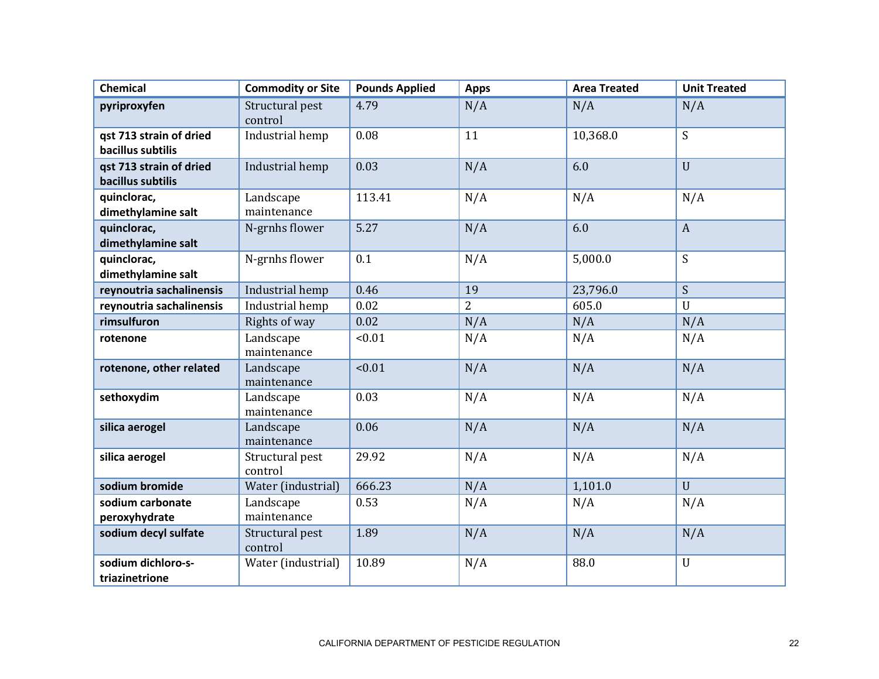| Chemical | Commodity or Site | Pounds Applied | Apps | Area Treated | Unit Treated |
|---|---|---|---|---|---|
| **pyriproxyfen** | Structural pest control | 4.79 | N/A | N/A | N/A |
| **qst 713 strain of dried bacillus subtilis** | Industrial hemp | 0.08 | 11 | 10,368.0 | S |
| **qst 713 strain of dried bacillus subtilis** | Industrial hemp | 0.03 | N/A | 6.0 | U |
| **quinclorac, dimethylamine salt** | Landscape maintenance | 113.41 | N/A | N/A | N/A |
| **quinclorac, dimethylamine salt** | N-grnhs flower | 5.27 | N/A | 6.0 | A |
| **quinclorac, dimethylamine salt** | N-grnhs flower | 0.1 | N/A | 5,000.0 | S |
| **reynoutria sachalinensis** | Industrial hemp | 0.46 | 19 | 23,796.0 | S |
| **reynoutria sachalinensis** | Industrial hemp | 0.02 | 2 | 605.0 | U |
| **rimsulfuron** | Rights of way | 0.02 | N/A | N/A | N/A |
| **rotenone** | Landscape maintenance | <0.01 | N/A | N/A | N/A |
| **rotenone, other related** | Landscape maintenance | <0.01 | N/A | N/A | N/A |
| **sethoxydim** | Landscape maintenance | 0.03 | N/A | N/A | N/A |
| **silica aerogel** | Landscape maintenance | 0.06 | N/A | N/A | N/A |
| **silica aerogel** | Structural pest control | 29.92 | N/A | N/A | N/A |
| **sodium bromide** | Water (industrial) | 666.23 | N/A | 1,101.0 | U |
| **sodium carbonate peroxyhydrate** | Landscape maintenance | 0.53 | N/A | N/A | N/A |
| **sodium decyl sulfate** | Structural pest control | 1.89 | N/A | N/A | N/A |
| **sodium dichloro-s-triazinetrione** | Water (industrial) | 10.89 | N/A | 88.0 | U |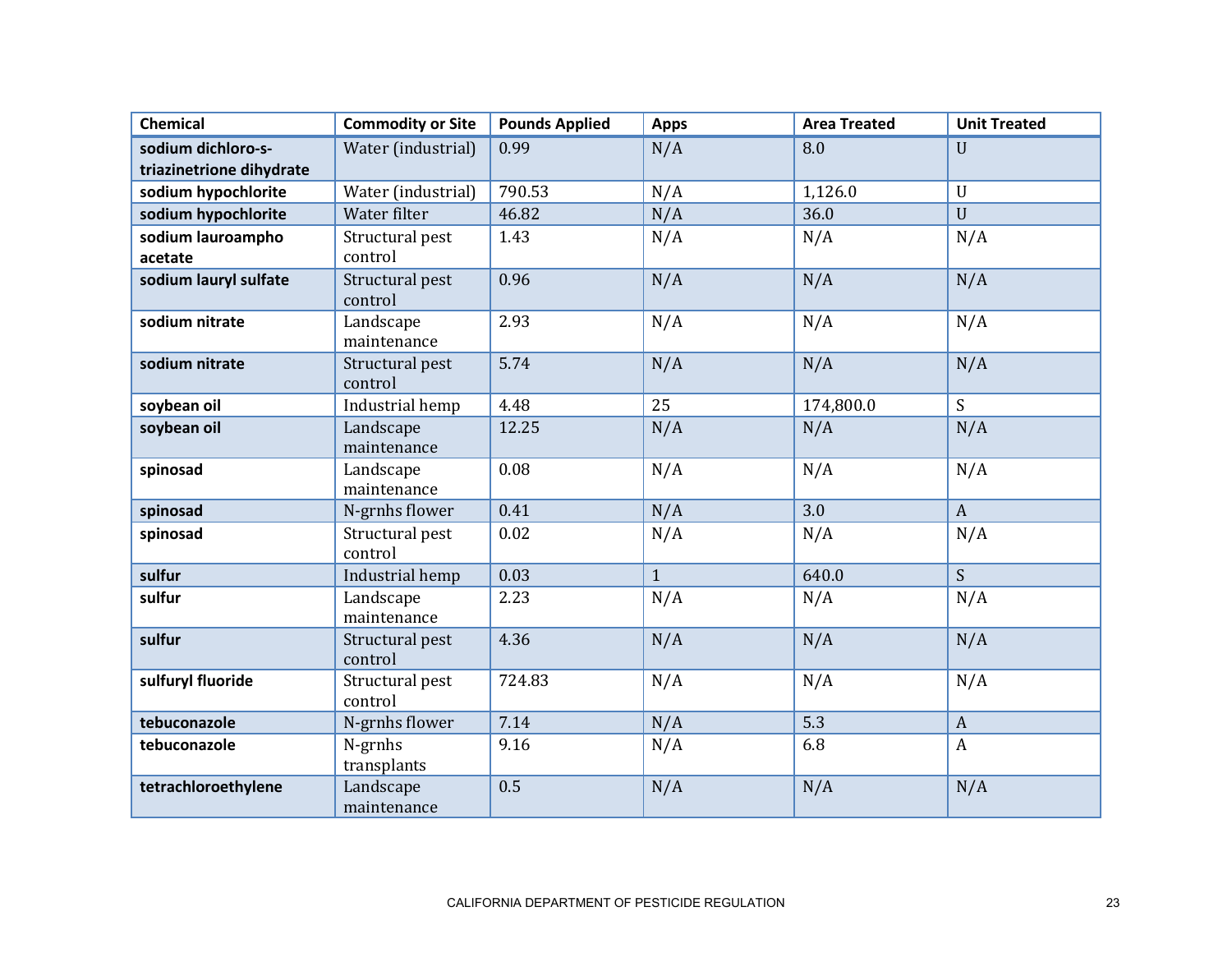| Chemical | Commodity or Site | Pounds Applied | Apps | Area Treated | Unit Treated |
|---|---|---|---|---|---|
| **sodium dichloro-s-triazinetrione dihydrate** | Water (industrial) | 0.99 | N/A | 8.0 | U |
| **sodium hypochlorite** | Water (industrial) | 790.53 | N/A | 1,126.0 | U |
| **sodium hypochlorite** | Water filter | 46.82 | N/A | 36.0 | U |
| **sodium lauroampho acetate** | Structural pest control | 1.43 | N/A | N/A | N/A |
| **sodium lauryl sulfate** | Structural pest control | 0.96 | N/A | N/A | N/A |
| **sodium nitrate** | Landscape maintenance | 2.93 | N/A | N/A | N/A |
| **sodium nitrate** | Structural pest control | 5.74 | N/A | N/A | N/A |
| **soybean oil** | Industrial hemp | 4.48 | 25 | 174,800.0 | S |
| **soybean oil** | Landscape maintenance | 12.25 | N/A | N/A | N/A |
| **spinosad** | Landscape maintenance | 0.08 | N/A | N/A | N/A |
| **spinosad** | N-grnhs flower | 0.41 | N/A | 3.0 | A |
| **spinosad** | Structural pest control | 0.02 | N/A | N/A | N/A |
| **sulfur** | Industrial hemp | 0.03 | 1 | 640.0 | S |
| **sulfur** | Landscape maintenance | 2.23 | N/A | N/A | N/A |
| **sulfur** | Structural pest control | 4.36 | N/A | N/A | N/A |
| **sulfuryl fluoride** | Structural pest control | 724.83 | N/A | N/A | N/A |
| **tebuconazole** | N-grnhs flower | 7.14 | N/A | 5.3 | A |
| **tebuconazole** | N-grnhs transplants | 9.16 | N/A | 6.8 | A |
| **tetrachloroethylene** | Landscape maintenance | 0.5 | N/A | N/A | N/A |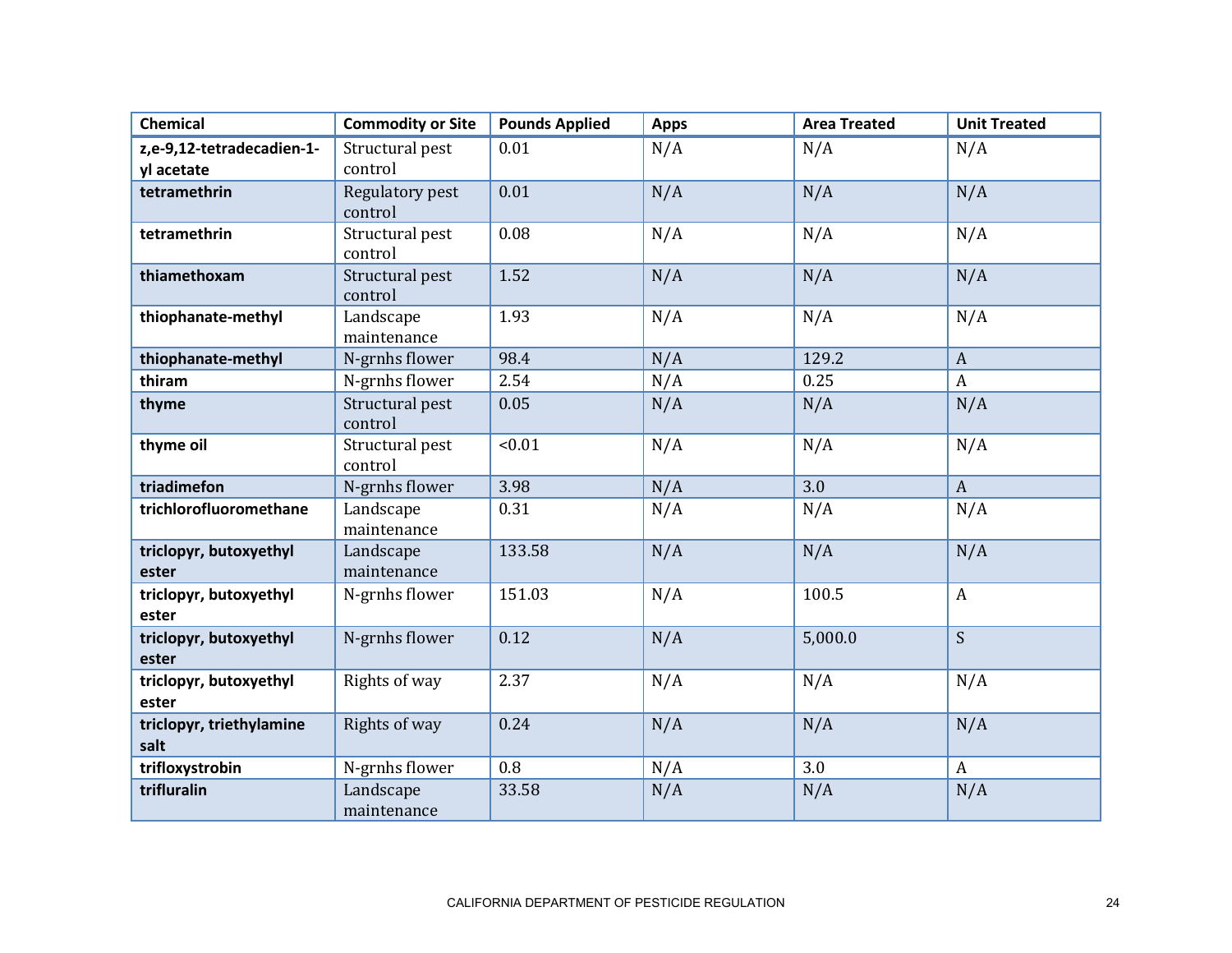| Chemical | Commodity or Site | Pounds Applied | Apps | Area Treated | Unit Treated |
|---|---|---|---|---|---|
| **z,e-9,12-tetradecadien-1-yl acetate** | Structural pest control | 0.01 | N/A | N/A | N/A |
| **tetramethrin** | Regulatory pest control | 0.01 | N/A | N/A | N/A |
| **tetramethrin** | Structural pest control | 0.08 | N/A | N/A | N/A |
| **thiamethoxam** | Structural pest control | 1.52 | N/A | N/A | N/A |
| **thiophanate-methyl** | Landscape maintenance | 1.93 | N/A | N/A | N/A |
| **thiophanate-methyl** | N-grnhs flower | 98.4 | N/A | 129.2 | A |
| **thiram** | N-grnhs flower | 2.54 | N/A | 0.25 | A |
| **thyme** | Structural pest control | 0.05 | N/A | N/A | N/A |
| **thyme oil** | Structural pest control | <0.01 | N/A | N/A | N/A |
| **triadimefon** | N-grnhs flower | 3.98 | N/A | 3.0 | A |
| **trichlorofluoromethane** | Landscape maintenance | 0.31 | N/A | N/A | N/A |
| **triclopyr, butoxyethyl ester** | Landscape maintenance | 133.58 | N/A | N/A | N/A |
| **triclopyr, butoxyethyl ester** | N-grnhs flower | 151.03 | N/A | 100.5 | A |
| **triclopyr, butoxyethyl ester** | N-grnhs flower | 0.12 | N/A | 5,000.0 | S |
| **triclopyr, butoxyethyl ester** | Rights of way | 2.37 | N/A | N/A | N/A |
| **triclopyr, triethylamine salt** | Rights of way | 0.24 | N/A | N/A | N/A |
| **trifloxystrobin** | N-grnhs flower | 0.8 | N/A | 3.0 | A |
| **trifluralin** | Landscape maintenance | 33.58 | N/A | N/A | N/A |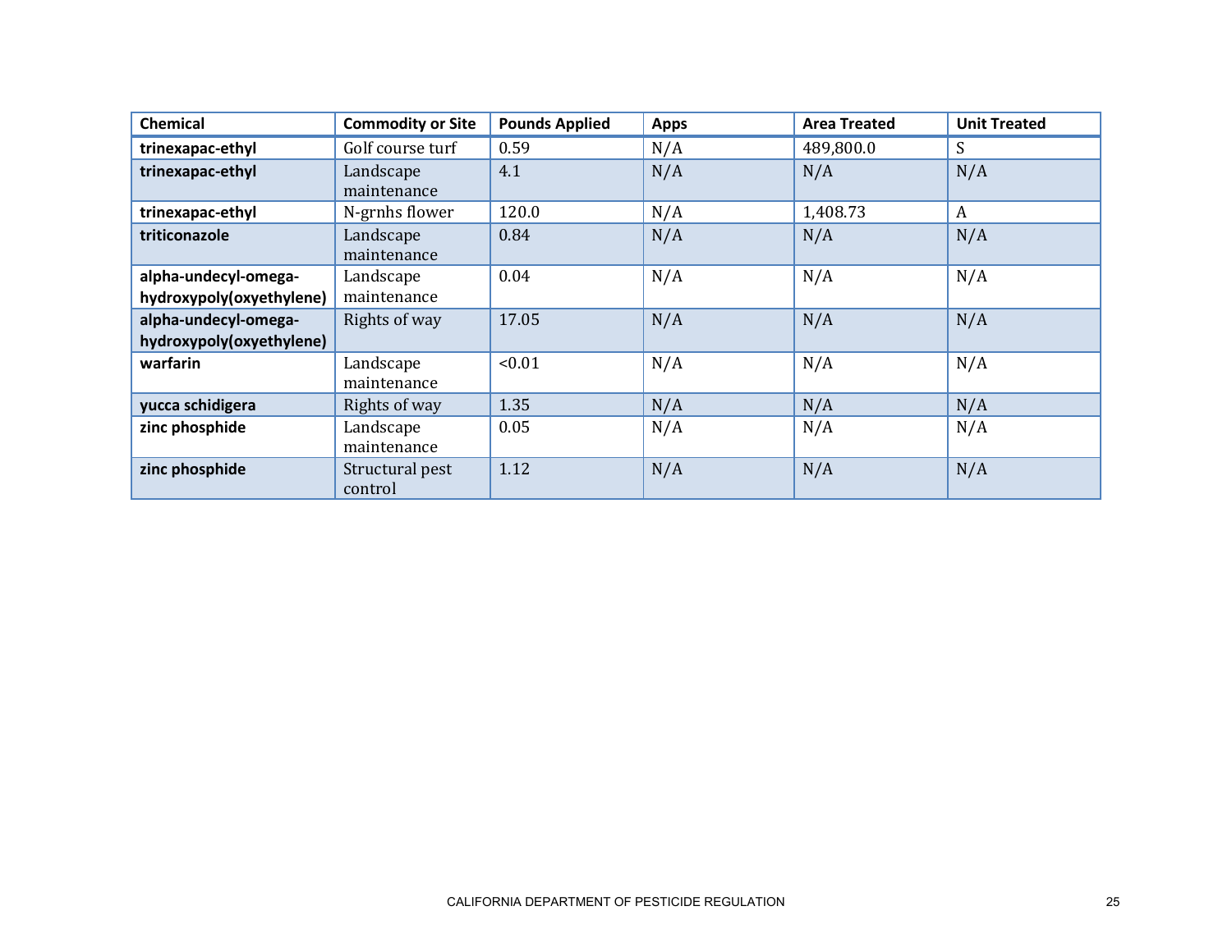| Chemical | Commodity or Site | Pounds Applied | Apps | Area Treated | Unit Treated |
|---|---|---|---|---|---|
| **trinexapac-ethyl** | Golf course turf | 0.59 | N/A | 489,800.0 | S |
| **trinexapac-ethyl** | Landscape maintenance | 4.1 | N/A | N/A | N/A |
| **trinexapac-ethyl** | N-grnhs flower | 120.0 | N/A | 1,408.73 | A |
| **triticonazole** | Landscape maintenance | 0.84 | N/A | N/A | N/A |
| **alpha-undecyl-omega-hydroxypoly(oxyethylene)** | Landscape maintenance | 0.04 | N/A | N/A | N/A |
| **alpha-undecyl-omega-hydroxypoly(oxyethylene)** | Rights of way | 17.05 | N/A | N/A | N/A |
| **warfarin** | Landscape maintenance | <0.01 | N/A | N/A | N/A |
| **yucca schidigera** | Rights of way | 1.35 | N/A | N/A | N/A |
| **zinc phosphide** | Landscape maintenance | 0.05 | N/A | N/A | N/A |
| **zinc phosphide** | Structural pest control | 1.12 | N/A | N/A | N/A |